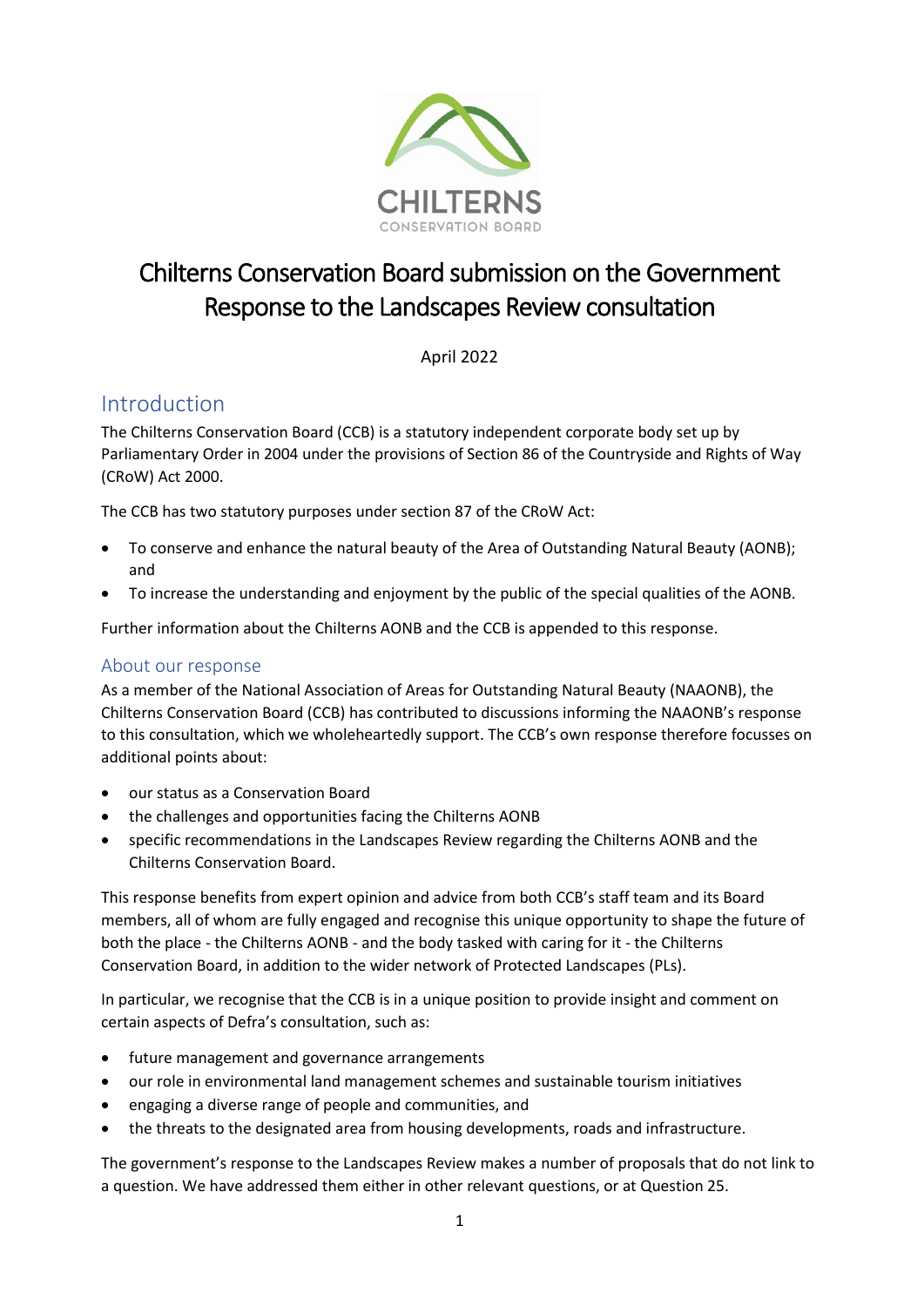# Chilterns Conservation Board submission on the Government Response to the Landscapes Review consultation

April 2022

## Introduction

The Chilterns Conservation Board (CCB) is a statutory independent corporate body set up by Parliamentary Order in 2004 under the provisions of Section 86 of the Countryside and Rights of Way (CRoW) Act 2000.

The CCB has two statutory purposes under section 87 of the CRoW Act:

- To conserve and enhance the natural beauty of the Area of Outstanding Natural Beauty (AONB); and
- To increase the understanding and enjoyment by the public of the special qualities of the AONB.

Further information about the Chilterns AONB and the CCB is appended to this response.

### About our response

As a member of the National Association of Areas for Outstanding Natural Beauty (NAAONB), the Chilterns Conservation Board (CCB) has contributed to discussions informing the NAAONB's response to this consultation, which we wholeheartedly support. The CCB's own response therefore focusses on additional points about:

- our status as a Conservation Board
- the challenges and opportunities facing the Chilterns AONB
- specific recommendations in the Landscapes Review regarding the Chilterns AONB and the Chilterns Conservation Board.

This response benefits from expert opinion and advice from both CCB's staff team and its Board members, all of whom are fully engaged and recognise this unique opportunity to shape the future of both the place - the Chilterns AONB - and the body tasked with caring for it - the Chilterns Conservation Board, in addition to the wider network of Protected Landscapes (PLs).

In particular, we recognise that the CCB is in a unique position to provide insight and comment on certain aspects of Defra's consultation, such as:

- future management and governance arrangements
- our role in environmental land management schemes and sustainable tourism initiatives
- engaging a diverse range of people and communities, and
- the threats to the designated area from housing developments, roads and infrastructure.

The government's response to the Landscapes Review makes a number of proposals that do not link to a question. We have addressed them either in other relevant questions, or at Question 25.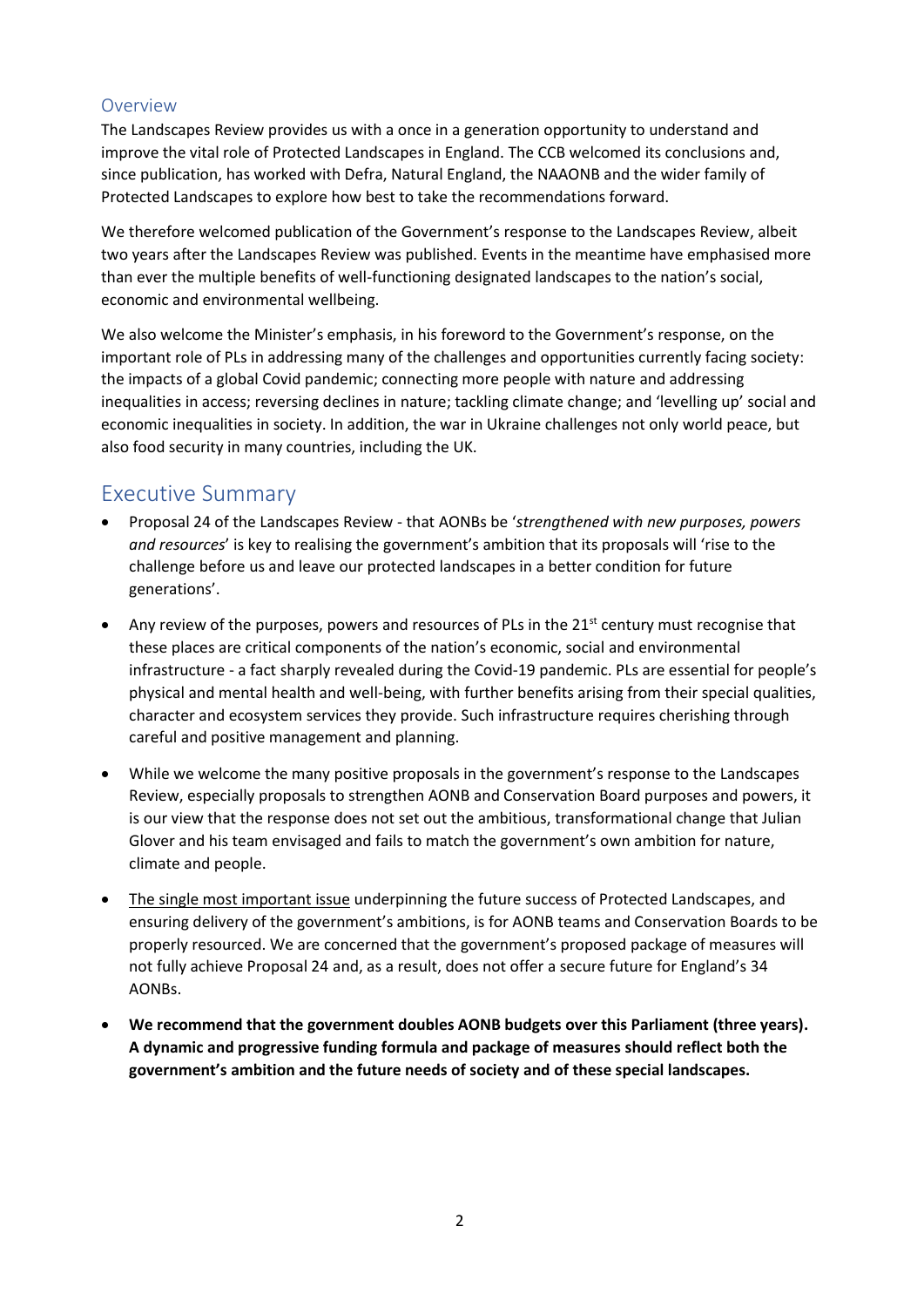## Overview

The Landscapes Review provides us with a once in a generation opportunity to understand and improve the vital role of Protected Landscapes in England. The CCB welcomed its conclusions and, since publication, has worked with Defra, Natural England, the NAAONB and the wider family of Protected Landscapes to explore how best to take the recommendations forward.

We therefore welcomed publication of the Government's response to the Landscapes Review, albeit two years after the Landscapes Review was published. Events in the meantime have emphasised more than ever the multiple benefits of well-functioning designated landscapes to the nation's social, economic and environmental wellbeing.

We also welcome the Minister's emphasis, in his foreword to the Government's response, on the important role of PLs in addressing many of the challenges and opportunities currently facing society: the impacts of a global Covid pandemic; connecting more people with nature and addressing inequalities in access; reversing declines in nature; tackling climate change; and 'levelling up' social and economic inequalities in society. In addition, the war in Ukraine challenges not only world peace, but also food security in many countries, including the UK.

## Executive Summary

- Proposal 24 of the Landscapes Review - that AONBs be '*strengthened with new purposes, powers and resources*' is key to realising the government's ambition that its proposals will 'rise to the challenge before us and leave our protected landscapes in a better condition for future generations'.

- Any review of the purposes, powers and resources of PLs in the 21st century must recognise that these places are critical components of the nation's economic, social and environmental infrastructure - a fact sharply revealed during the Covid-19 pandemic. PLs are essential for people's physical and mental health and well-being, with further benefits arising from their special qualities, character and ecosystem services they provide. Such infrastructure requires cherishing through careful and positive management and planning.

- While we welcome the many positive proposals in the government's response to the Landscapes Review, especially proposals to strengthen AONB and Conservation Board purposes and powers, it is our view that the response does not set out the ambitious, transformational change that Julian Glover and his team envisaged and fails to match the government's own ambition for nature, climate and people.

- The single most important issue underpinning the future success of Protected Landscapes, and ensuring delivery of the government's ambitions, is for AONB teams and Conservation Boards to be properly resourced. We are concerned that the government's proposed package of measures will not fully achieve Proposal 24 and, as a result, does not offer a secure future for England's 34 AONBs.

- **We recommend that the government doubles AONB budgets over this Parliament (three years). A dynamic and progressive funding formula and package of measures should reflect both the government's ambition and the future needs of society and of these special landscapes.**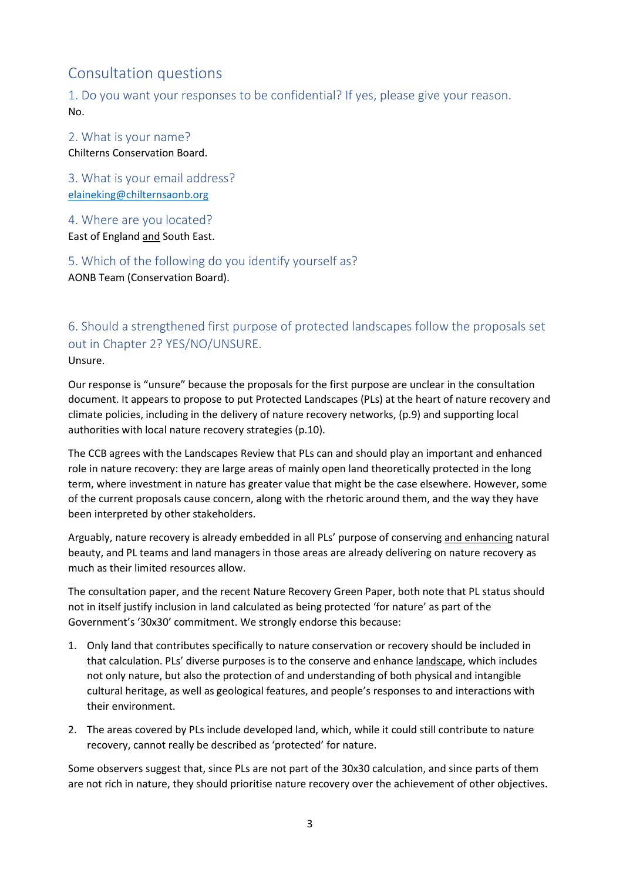## Consultation questions

### 1. Do you want your responses to be confidential? If yes, please give your reason.

No.

### 2. What is your name?

Chilterns Conservation Board.

### 3. What is your email address?

elaineking@chilternsaonb.org

### 4. Where are you located?

East of England and South East.

### 5. Which of the following do you identify yourself as?

AONB Team (Conservation Board).

### 6. Should a strengthened first purpose of protected landscapes follow the proposals set out in Chapter 2? YES/NO/UNSURE.

Unsure.

Our response is "unsure" because the proposals for the first purpose are unclear in the consultation document. It appears to propose to put Protected Landscapes (PLs) at the heart of nature recovery and climate policies, including in the delivery of nature recovery networks, (p.9) and supporting local authorities with local nature recovery strategies (p.10).

The CCB agrees with the Landscapes Review that PLs can and should play an important and enhanced role in nature recovery: they are large areas of mainly open land theoretically protected in the long term, where investment in nature has greater value that might be the case elsewhere. However, some of the current proposals cause concern, along with the rhetoric around them, and the way they have been interpreted by other stakeholders.

Arguably, nature recovery is already embedded in all PLs' purpose of conserving and enhancing natural beauty, and PL teams and land managers in those areas are already delivering on nature recovery as much as their limited resources allow.

The consultation paper, and the recent Nature Recovery Green Paper, both note that PL status should not in itself justify inclusion in land calculated as being protected 'for nature' as part of the Government's '30x30' commitment. We strongly endorse this because:

1. Only land that contributes specifically to nature conservation or recovery should be included in that calculation. PLs' diverse purposes is to the conserve and enhance landscape, which includes not only nature, but also the protection of and understanding of both physical and intangible cultural heritage, as well as geological features, and people's responses to and interactions with their environment.
2. The areas covered by PLs include developed land, which, while it could still contribute to nature recovery, cannot really be described as 'protected' for nature.

Some observers suggest that, since PLs are not part of the 30x30 calculation, and since parts of them are not rich in nature, they should prioritise nature recovery over the achievement of other objectives.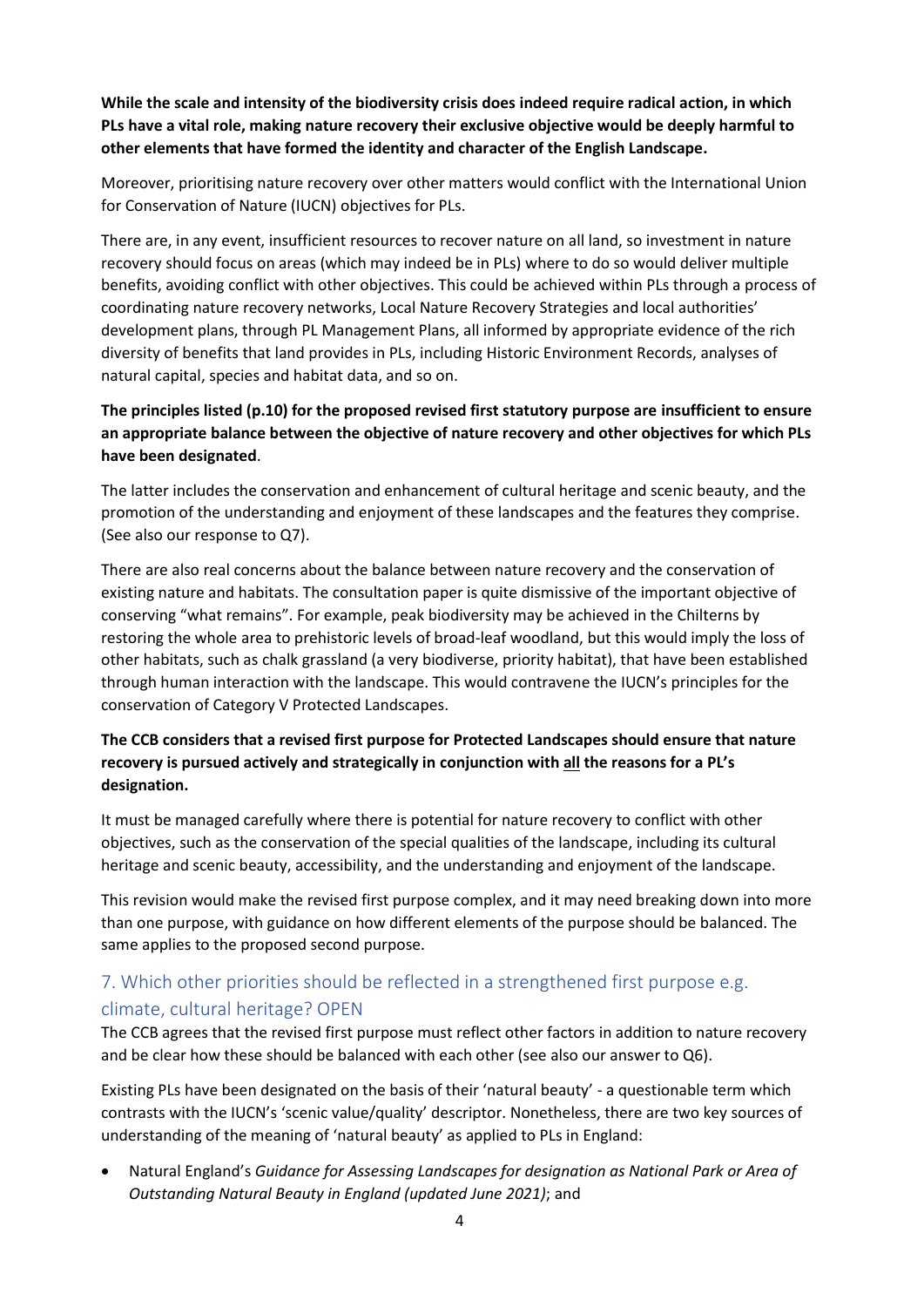**While the scale and intensity of the biodiversity crisis does indeed require radical action, in which PLs have a vital role, making nature recovery their exclusive objective would be deeply harmful to other elements that have formed the identity and character of the English Landscape.**

Moreover, prioritising nature recovery over other matters would conflict with the International Union for Conservation of Nature (IUCN) objectives for PLs.

There are, in any event, insufficient resources to recover nature on all land, so investment in nature recovery should focus on areas (which may indeed be in PLs) where to do so would deliver multiple benefits, avoiding conflict with other objectives. This could be achieved within PLs through a process of coordinating nature recovery networks, Local Nature Recovery Strategies and local authorities' development plans, through PL Management Plans, all informed by appropriate evidence of the rich diversity of benefits that land provides in PLs, including Historic Environment Records, analyses of natural capital, species and habitat data, and so on.

**The principles listed (p.10) for the proposed revised first statutory purpose are insufficient to ensure an appropriate balance between the objective of nature recovery and other objectives for which PLs have been designated**.

The latter includes the conservation and enhancement of cultural heritage and scenic beauty, and the promotion of the understanding and enjoyment of these landscapes and the features they comprise. (See also our response to Q7).

There are also real concerns about the balance between nature recovery and the conservation of existing nature and habitats. The consultation paper is quite dismissive of the important objective of conserving "what remains". For example, peak biodiversity may be achieved in the Chilterns by restoring the whole area to prehistoric levels of broad-leaf woodland, but this would imply the loss of other habitats, such as chalk grassland (a very biodiverse, priority habitat), that have been established through human interaction with the landscape. This would contravene the IUCN's principles for the conservation of Category V Protected Landscapes.

**The CCB considers that a revised first purpose for Protected Landscapes should ensure that nature recovery is pursued actively and strategically in conjunction with <u>all</u> the reasons for a PL's designation.**

It must be managed carefully where there is potential for nature recovery to conflict with other objectives, such as the conservation of the special qualities of the landscape, including its cultural heritage and scenic beauty, accessibility, and the understanding and enjoyment of the landscape.

This revision would make the revised first purpose complex, and it may need breaking down into more than one purpose, with guidance on how different elements of the purpose should be balanced. The same applies to the proposed second purpose.

## 7. Which other priorities should be reflected in a strengthened first purpose e.g. climate, cultural heritage? OPEN

The CCB agrees that the revised first purpose must reflect other factors in addition to nature recovery and be clear how these should be balanced with each other (see also our answer to Q6).

Existing PLs have been designated on the basis of their 'natural beauty' - a questionable term which contrasts with the IUCN's 'scenic value/quality' descriptor. Nonetheless, there are two key sources of understanding of the meaning of 'natural beauty' as applied to PLs in England:

- Natural England's *Guidance for Assessing Landscapes for designation as National Park or Area of Outstanding Natural Beauty in England (updated June 2021)*; and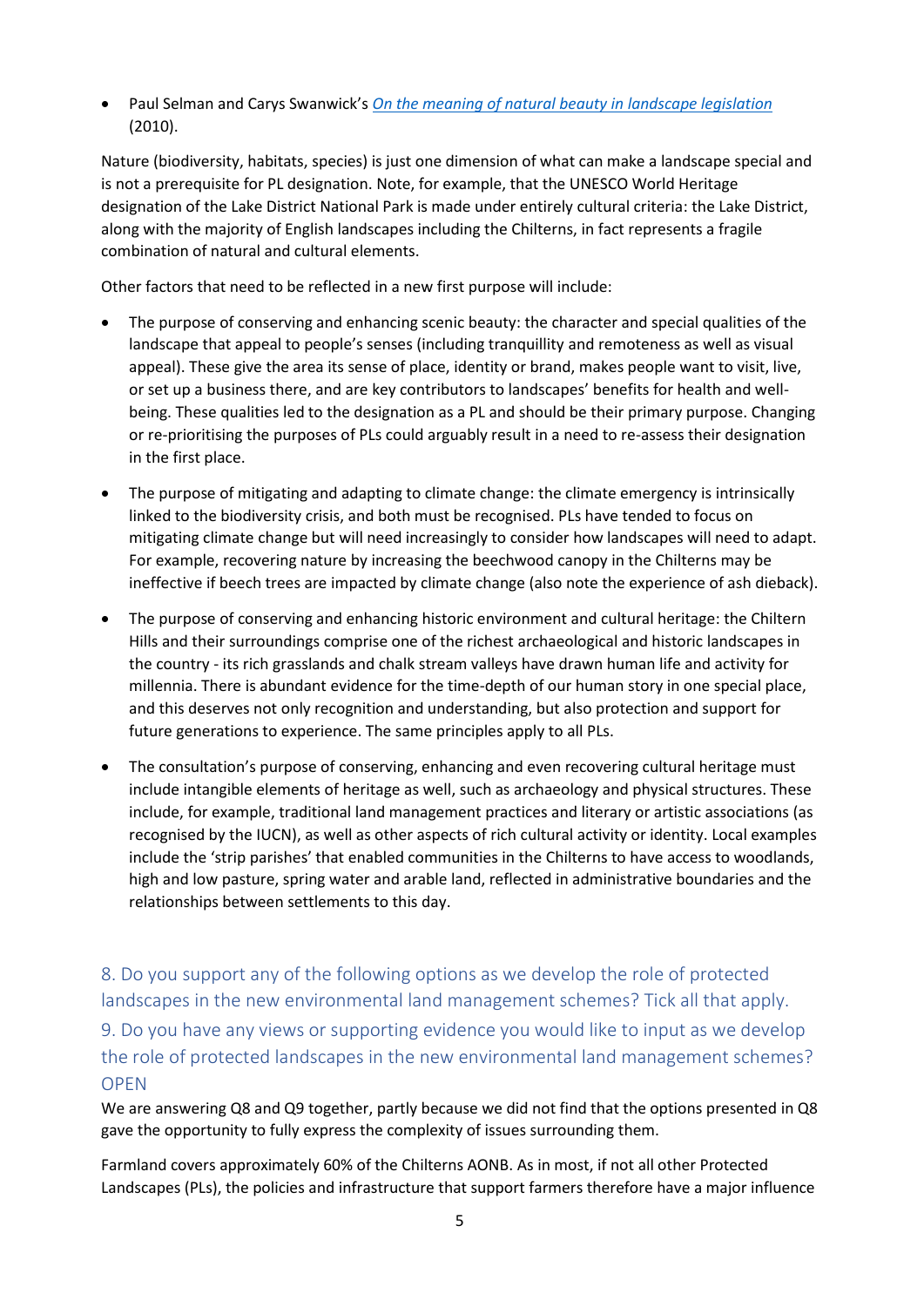- Paul Selman and Carys Swanwick's [*On the meaning of natural beauty in landscape legislation*]() (2010).

Nature (biodiversity, habitats, species) is just one dimension of what can make a landscape special and is not a prerequisite for PL designation. Note, for example, that the UNESCO World Heritage designation of the Lake District National Park is made under entirely cultural criteria: the Lake District, along with the majority of English landscapes including the Chilterns, in fact represents a fragile combination of natural and cultural elements.

Other factors that need to be reflected in a new first purpose will include:

- The purpose of conserving and enhancing scenic beauty: the character and special qualities of the landscape that appeal to people's senses (including tranquillity and remoteness as well as visual appeal). These give the area its sense of place, identity or brand, makes people want to visit, live, or set up a business there, and are key contributors to landscapes' benefits for health and well-being. These qualities led to the designation as a PL and should be their primary purpose. Changing or re-prioritising the purposes of PLs could arguably result in a need to re-assess their designation in the first place.

- The purpose of mitigating and adapting to climate change: the climate emergency is intrinsically linked to the biodiversity crisis, and both must be recognised. PLs have tended to focus on mitigating climate change but will need increasingly to consider how landscapes will need to adapt. For example, recovering nature by increasing the beechwood canopy in the Chilterns may be ineffective if beech trees are impacted by climate change (also note the experience of ash dieback).

- The purpose of conserving and enhancing historic environment and cultural heritage: the Chiltern Hills and their surroundings comprise one of the richest archaeological and historic landscapes in the country - its rich grasslands and chalk stream valleys have drawn human life and activity for millennia. There is abundant evidence for the time-depth of our human story in one special place, and this deserves not only recognition and understanding, but also protection and support for future generations to experience. The same principles apply to all PLs.

- The consultation's purpose of conserving, enhancing and even recovering cultural heritage must include intangible elements of heritage as well, such as archaeology and physical structures. These include, for example, traditional land management practices and literary or artistic associations (as recognised by the IUCN), as well as other aspects of rich cultural activity or identity. Local examples include the 'strip parishes' that enabled communities in the Chilterns to have access to woodlands, high and low pasture, spring water and arable land, reflected in administrative boundaries and the relationships between settlements to this day.

## 8. Do you support any of the following options as we develop the role of protected landscapes in the new environmental land management schemes? Tick all that apply.

## 9. Do you have any views or supporting evidence you would like to input as we develop the role of protected landscapes in the new environmental land management schemes? OPEN

We are answering Q8 and Q9 together, partly because we did not find that the options presented in Q8 gave the opportunity to fully express the complexity of issues surrounding them.

Farmland covers approximately 60% of the Chilterns AONB. As in most, if not all other Protected Landscapes (PLs), the policies and infrastructure that support farmers therefore have a major influence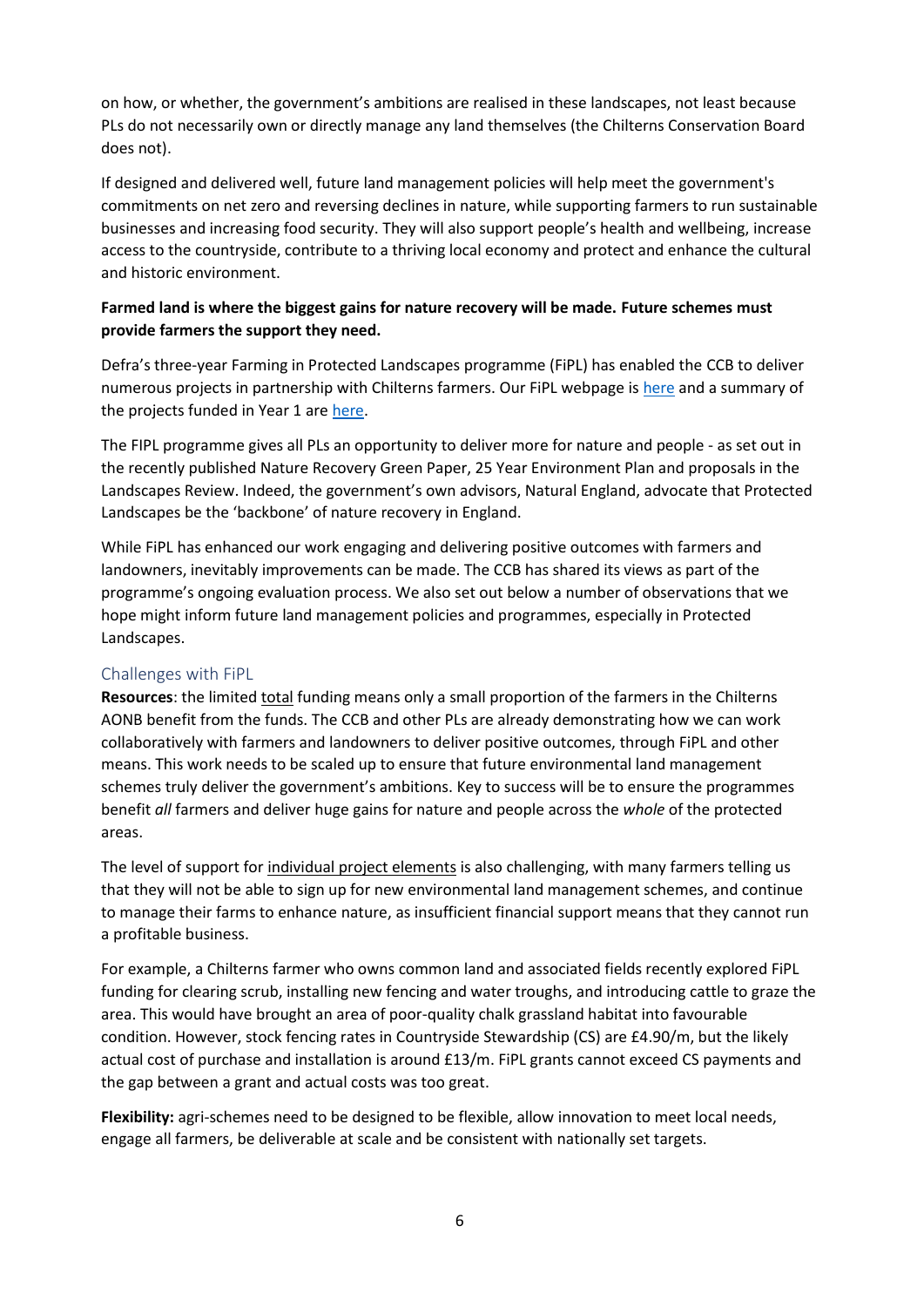on how, or whether, the government's ambitions are realised in these landscapes, not least because PLs do not necessarily own or directly manage any land themselves (the Chilterns Conservation Board does not).

If designed and delivered well, future land management policies will help meet the government's commitments on net zero and reversing declines in nature, while supporting farmers to run sustainable businesses and increasing food security. They will also support people's health and wellbeing, increase access to the countryside, contribute to a thriving local economy and protect and enhance the cultural and historic environment.

**Farmed land is where the biggest gains for nature recovery will be made. Future schemes must provide farmers the support they need.**

Defra's three-year Farming in Protected Landscapes programme (FiPL) has enabled the CCB to deliver numerous projects in partnership with Chilterns farmers. Our FiPL webpage is [here]() and a summary of the projects funded in Year 1 are [here]().

The FIPL programme gives all PLs an opportunity to deliver more for nature and people - as set out in the recently published Nature Recovery Green Paper, 25 Year Environment Plan and proposals in the Landscapes Review. Indeed, the government's own advisors, Natural England, advocate that Protected Landscapes be the 'backbone' of nature recovery in England.

While FiPL has enhanced our work engaging and delivering positive outcomes with farmers and landowners, inevitably improvements can be made. The CCB has shared its views as part of the programme's ongoing evaluation process. We also set out below a number of observations that we hope might inform future land management policies and programmes, especially in Protected Landscapes.

### Challenges with FiPL

**Resources**: the limited total funding means only a small proportion of the farmers in the Chilterns AONB benefit from the funds. The CCB and other PLs are already demonstrating how we can work collaboratively with farmers and landowners to deliver positive outcomes, through FiPL and other means. This work needs to be scaled up to ensure that future environmental land management schemes truly deliver the government's ambitions. Key to success will be to ensure the programmes benefit *all* farmers and deliver huge gains for nature and people across the *whole* of the protected areas.

The level of support for individual project elements is also challenging, with many farmers telling us that they will not be able to sign up for new environmental land management schemes, and continue to manage their farms to enhance nature, as insufficient financial support means that they cannot run a profitable business.

For example, a Chilterns farmer who owns common land and associated fields recently explored FiPL funding for clearing scrub, installing new fencing and water troughs, and introducing cattle to graze the area. This would have brought an area of poor-quality chalk grassland habitat into favourable condition. However, stock fencing rates in Countryside Stewardship (CS) are £4.90/m, but the likely actual cost of purchase and installation is around £13/m. FiPL grants cannot exceed CS payments and the gap between a grant and actual costs was too great.

**Flexibility:** agri-schemes need to be designed to be flexible, allow innovation to meet local needs, engage all farmers, be deliverable at scale and be consistent with nationally set targets.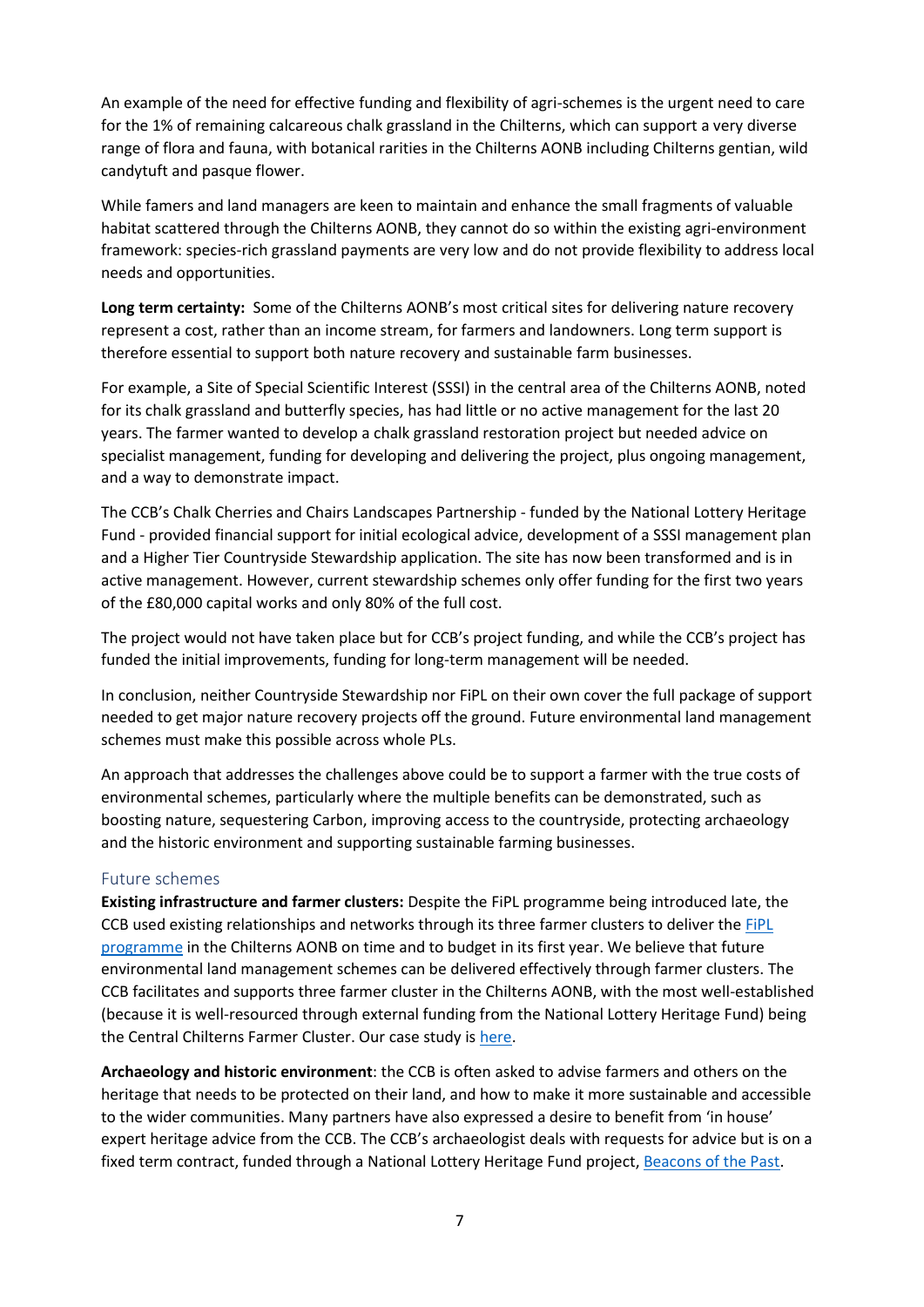An example of the need for effective funding and flexibility of agri-schemes is the urgent need to care for the 1% of remaining calcareous chalk grassland in the Chilterns, which can support a very diverse range of flora and fauna, with botanical rarities in the Chilterns AONB including Chilterns gentian, wild candytuft and pasque flower.

While famers and land managers are keen to maintain and enhance the small fragments of valuable habitat scattered through the Chilterns AONB, they cannot do so within the existing agri-environment framework: species-rich grassland payments are very low and do not provide flexibility to address local needs and opportunities.

**Long term certainty:** Some of the Chilterns AONB's most critical sites for delivering nature recovery represent a cost, rather than an income stream, for farmers and landowners. Long term support is therefore essential to support both nature recovery and sustainable farm businesses.

For example, a Site of Special Scientific Interest (SSSI) in the central area of the Chilterns AONB, noted for its chalk grassland and butterfly species, has had little or no active management for the last 20 years. The farmer wanted to develop a chalk grassland restoration project but needed advice on specialist management, funding for developing and delivering the project, plus ongoing management, and a way to demonstrate impact.

The CCB's Chalk Cherries and Chairs Landscapes Partnership - funded by the National Lottery Heritage Fund - provided financial support for initial ecological advice, development of a SSSI management plan and a Higher Tier Countryside Stewardship application. The site has now been transformed and is in active management. However, current stewardship schemes only offer funding for the first two years of the £80,000 capital works and only 80% of the full cost.

The project would not have taken place but for CCB's project funding, and while the CCB's project has funded the initial improvements, funding for long-term management will be needed.

In conclusion, neither Countryside Stewardship nor FiPL on their own cover the full package of support needed to get major nature recovery projects off the ground. Future environmental land management schemes must make this possible across whole PLs.

An approach that addresses the challenges above could be to support a farmer with the true costs of environmental schemes, particularly where the multiple benefits can be demonstrated, such as boosting nature, sequestering Carbon, improving access to the countryside, protecting archaeology and the historic environment and supporting sustainable farming businesses.

## Future schemes

**Existing infrastructure and farmer clusters:** Despite the FiPL programme being introduced late, the CCB used existing relationships and networks through its three farmer clusters to deliver the FiPL programme in the Chilterns AONB on time and to budget in its first year. We believe that future environmental land management schemes can be delivered effectively through farmer clusters. The CCB facilitates and supports three farmer cluster in the Chilterns AONB, with the most well-established (because it is well-resourced through external funding from the National Lottery Heritage Fund) being the Central Chilterns Farmer Cluster. Our case study is here.

**Archaeology and historic environment**: the CCB is often asked to advise farmers and others on the heritage that needs to be protected on their land, and how to make it more sustainable and accessible to the wider communities. Many partners have also expressed a desire to benefit from 'in house' expert heritage advice from the CCB. The CCB's archaeologist deals with requests for advice but is on a fixed term contract, funded through a National Lottery Heritage Fund project, Beacons of the Past.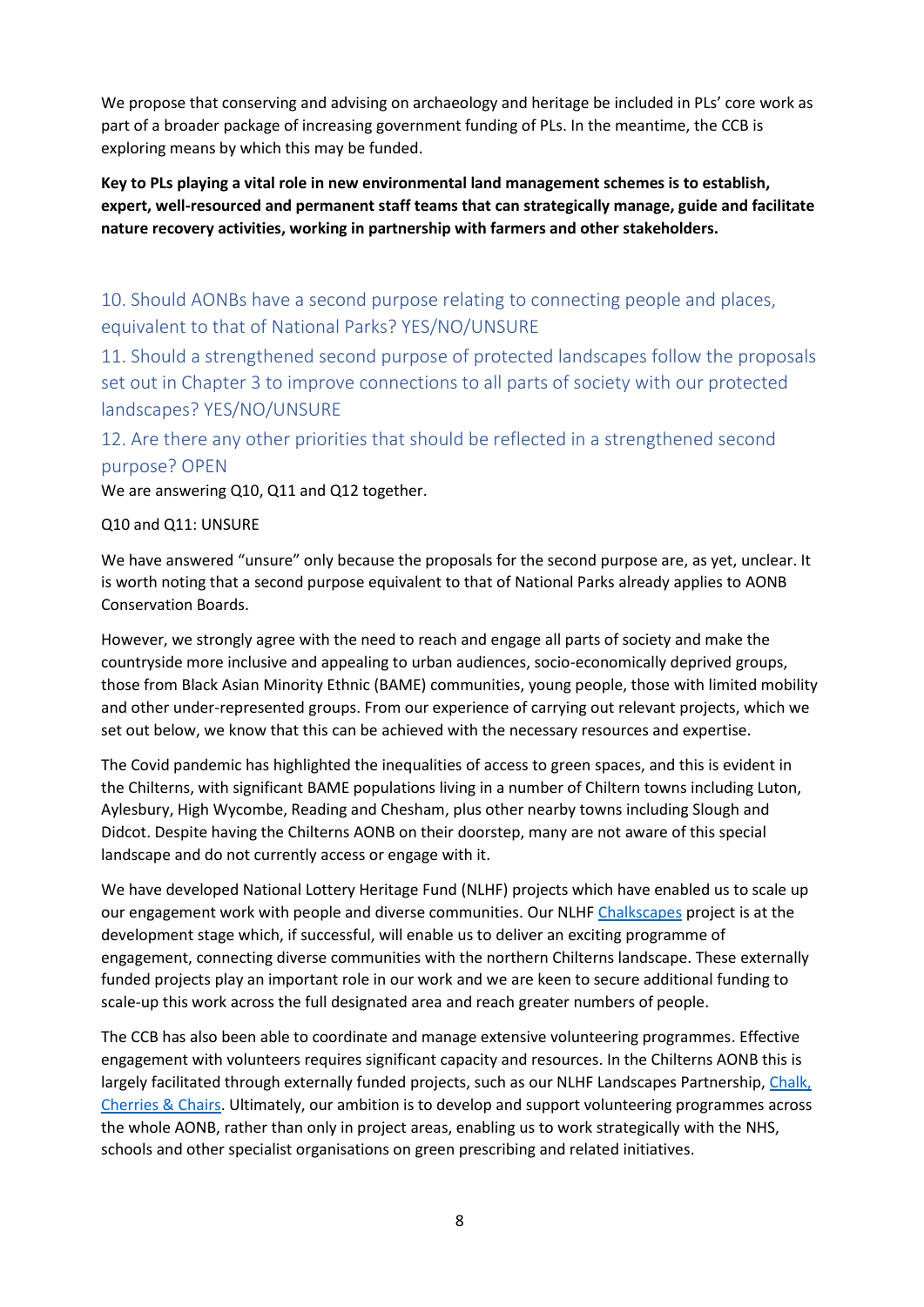We propose that conserving and advising on archaeology and heritage be included in PLs' core work as part of a broader package of increasing government funding of PLs. In the meantime, the CCB is exploring means by which this may be funded.

**Key to PLs playing a vital role in new environmental land management schemes is to establish, expert, well-resourced and permanent staff teams that can strategically manage, guide and facilitate nature recovery activities, working in partnership with farmers and other stakeholders.**

### 10. Should AONBs have a second purpose relating to connecting people and places, equivalent to that of National Parks? YES/NO/UNSURE

### 11. Should a strengthened second purpose of protected landscapes follow the proposals set out in Chapter 3 to improve connections to all parts of society with our protected landscapes? YES/NO/UNSURE

### 12. Are there any other priorities that should be reflected in a strengthened second purpose? OPEN

We are answering Q10, Q11 and Q12 together.

Q10 and Q11: UNSURE

We have answered "unsure" only because the proposals for the second purpose are, as yet, unclear. It is worth noting that a second purpose equivalent to that of National Parks already applies to AONB Conservation Boards.

However, we strongly agree with the need to reach and engage all parts of society and make the countryside more inclusive and appealing to urban audiences, socio-economically deprived groups, those from Black Asian Minority Ethnic (BAME) communities, young people, those with limited mobility and other under-represented groups. From our experience of carrying out relevant projects, which we set out below, we know that this can be achieved with the necessary resources and expertise.

The Covid pandemic has highlighted the inequalities of access to green spaces, and this is evident in the Chilterns, with significant BAME populations living in a number of Chiltern towns including Luton, Aylesbury, High Wycombe, Reading and Chesham, plus other nearby towns including Slough and Didcot. Despite having the Chilterns AONB on their doorstep, many are not aware of this special landscape and do not currently access or engage with it.

We have developed National Lottery Heritage Fund (NLHF) projects which have enabled us to scale up our engagement work with people and diverse communities. Our NLHF Chalkscapes project is at the development stage which, if successful, will enable us to deliver an exciting programme of engagement, connecting diverse communities with the northern Chilterns landscape. These externally funded projects play an important role in our work and we are keen to secure additional funding to scale-up this work across the full designated area and reach greater numbers of people.

The CCB has also been able to coordinate and manage extensive volunteering programmes. Effective engagement with volunteers requires significant capacity and resources. In the Chilterns AONB this is largely facilitated through externally funded projects, such as our NLHF Landscapes Partnership, Chalk, Cherries & Chairs. Ultimately, our ambition is to develop and support volunteering programmes across the whole AONB, rather than only in project areas, enabling us to work strategically with the NHS, schools and other specialist organisations on green prescribing and related initiatives.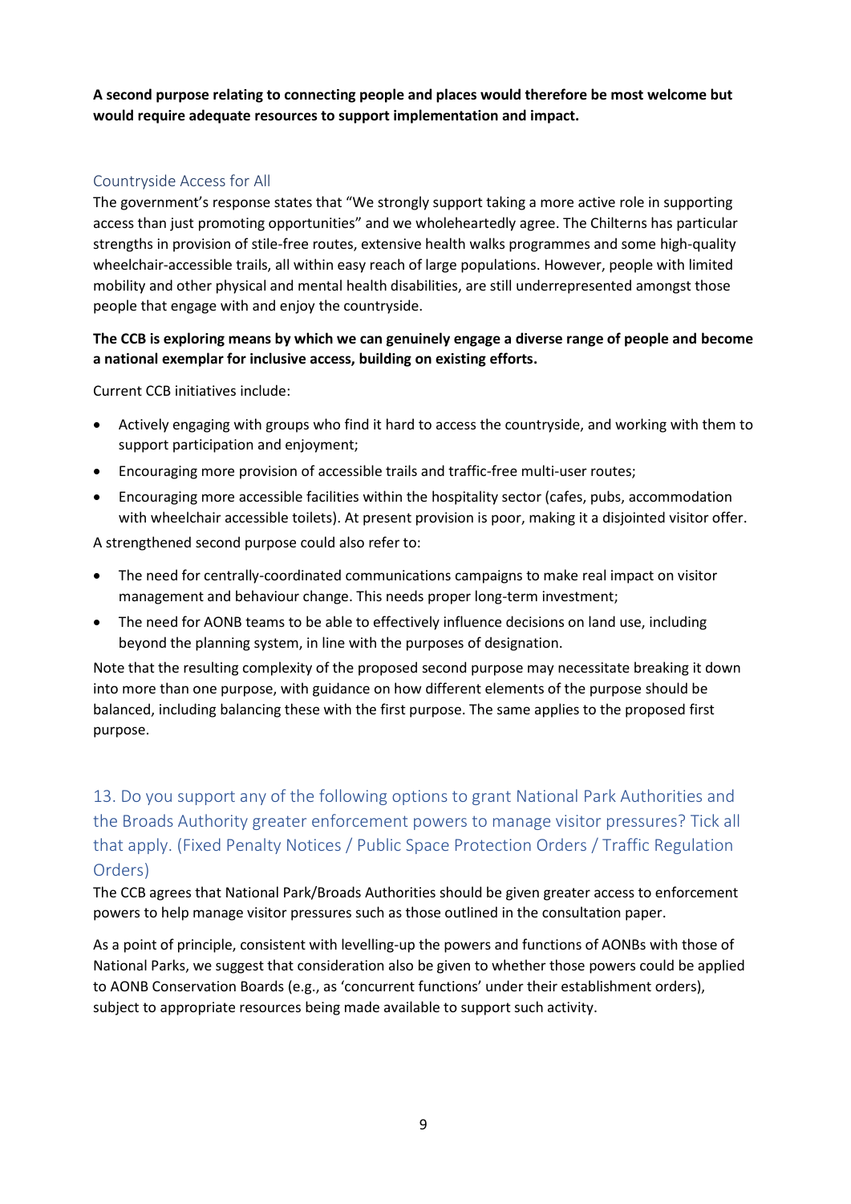**A second purpose relating to connecting people and places would therefore be most welcome but would require adequate resources to support implementation and impact.**

### Countryside Access for All

The government's response states that "We strongly support taking a more active role in supporting access than just promoting opportunities" and we wholeheartedly agree. The Chilterns has particular strengths in provision of stile-free routes, extensive health walks programmes and some high-quality wheelchair-accessible trails, all within easy reach of large populations. However, people with limited mobility and other physical and mental health disabilities, are still underrepresented amongst those people that engage with and enjoy the countryside.

**The CCB is exploring means by which we can genuinely engage a diverse range of people and become a national exemplar for inclusive access, building on existing efforts.**

Current CCB initiatives include:

- Actively engaging with groups who find it hard to access the countryside, and working with them to support participation and enjoyment;
- Encouraging more provision of accessible trails and traffic-free multi-user routes;
- Encouraging more accessible facilities within the hospitality sector (cafes, pubs, accommodation with wheelchair accessible toilets). At present provision is poor, making it a disjointed visitor offer.

A strengthened second purpose could also refer to:

- The need for centrally-coordinated communications campaigns to make real impact on visitor management and behaviour change. This needs proper long-term investment;
- The need for AONB teams to be able to effectively influence decisions on land use, including beyond the planning system, in line with the purposes of designation.

Note that the resulting complexity of the proposed second purpose may necessitate breaking it down into more than one purpose, with guidance on how different elements of the purpose should be balanced, including balancing these with the first purpose. The same applies to the proposed first purpose.

## 13. Do you support any of the following options to grant National Park Authorities and the Broads Authority greater enforcement powers to manage visitor pressures? Tick all that apply. (Fixed Penalty Notices / Public Space Protection Orders / Traffic Regulation Orders)

The CCB agrees that National Park/Broads Authorities should be given greater access to enforcement powers to help manage visitor pressures such as those outlined in the consultation paper.

As a point of principle, consistent with levelling-up the powers and functions of AONBs with those of National Parks, we suggest that consideration also be given to whether those powers could be applied to AONB Conservation Boards (e.g., as 'concurrent functions' under their establishment orders), subject to appropriate resources being made available to support such activity.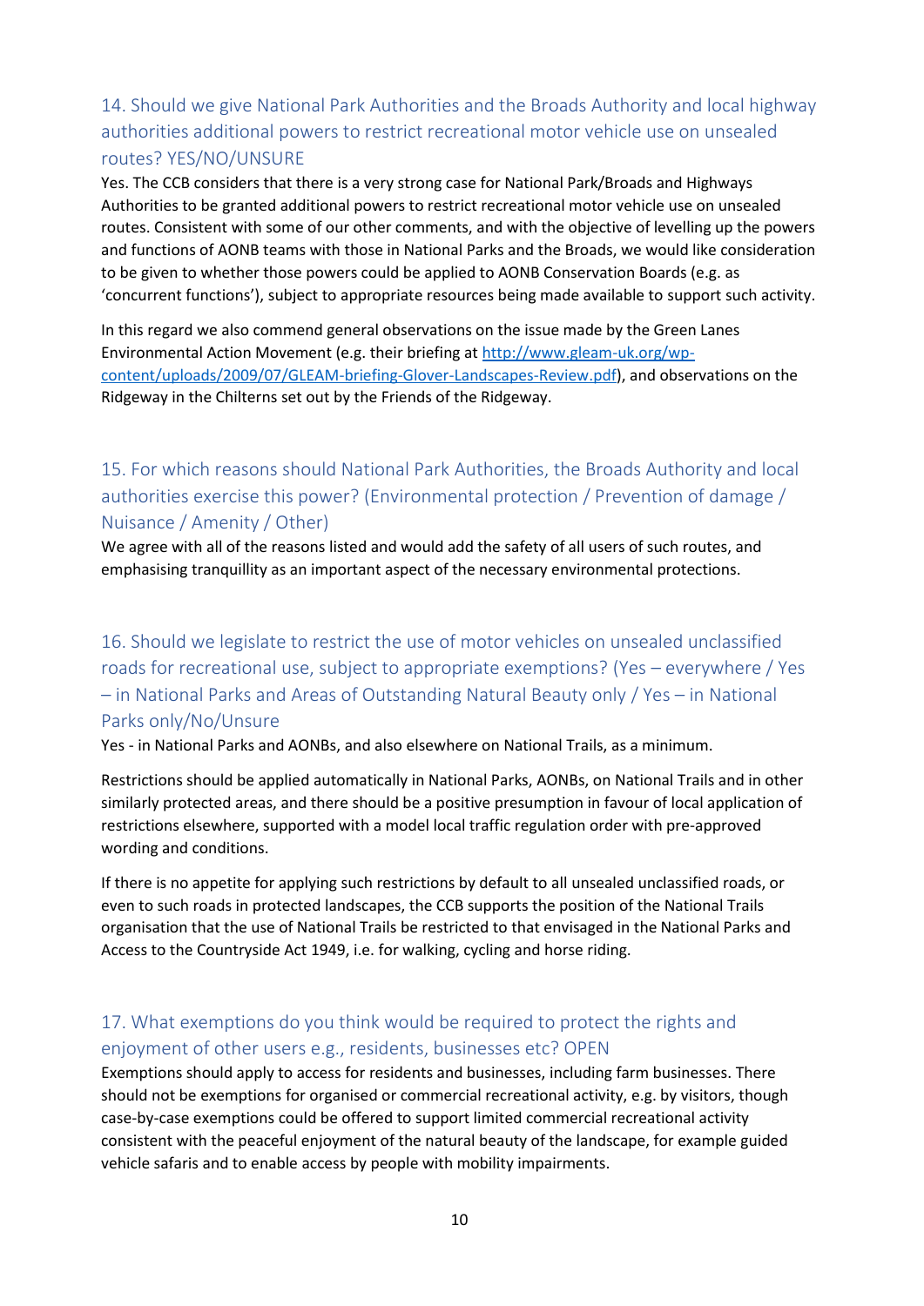## 14. Should we give National Park Authorities and the Broads Authority and local highway authorities additional powers to restrict recreational motor vehicle use on unsealed routes? YES/NO/UNSURE

Yes. The CCB considers that there is a very strong case for National Park/Broads and Highways Authorities to be granted additional powers to restrict recreational motor vehicle use on unsealed routes. Consistent with some of our other comments, and with the objective of levelling up the powers and functions of AONB teams with those in National Parks and the Broads, we would like consideration to be given to whether those powers could be applied to AONB Conservation Boards (e.g. as 'concurrent functions'), subject to appropriate resources being made available to support such activity.

In this regard we also commend general observations on the issue made by the Green Lanes Environmental Action Movement (e.g. their briefing at [http://www.gleam-uk.org/wp-content/uploads/2009/07/GLEAM-briefing-Glover-Landscapes-Review.pdf](http://www.gleam-uk.org/wp-content/uploads/2009/07/GLEAM-briefing-Glover-Landscapes-Review.pdf)), and observations on the Ridgeway in the Chilterns set out by the Friends of the Ridgeway.

## 15. For which reasons should National Park Authorities, the Broads Authority and local authorities exercise this power? (Environmental protection / Prevention of damage / Nuisance / Amenity / Other)

We agree with all of the reasons listed and would add the safety of all users of such routes, and emphasising tranquillity as an important aspect of the necessary environmental protections.

## 16. Should we legislate to restrict the use of motor vehicles on unsealed unclassified roads for recreational use, subject to appropriate exemptions? (Yes – everywhere / Yes – in National Parks and Areas of Outstanding Natural Beauty only / Yes – in National Parks only/No/Unsure

Yes - in National Parks and AONBs, and also elsewhere on National Trails, as a minimum.

Restrictions should be applied automatically in National Parks, AONBs, on National Trails and in other similarly protected areas, and there should be a positive presumption in favour of local application of restrictions elsewhere, supported with a model local traffic regulation order with pre-approved wording and conditions.

If there is no appetite for applying such restrictions by default to all unsealed unclassified roads, or even to such roads in protected landscapes, the CCB supports the position of the National Trails organisation that the use of National Trails be restricted to that envisaged in the National Parks and Access to the Countryside Act 1949, i.e. for walking, cycling and horse riding.

## 17. What exemptions do you think would be required to protect the rights and enjoyment of other users e.g., residents, businesses etc? OPEN

Exemptions should apply to access for residents and businesses, including farm businesses. There should not be exemptions for organised or commercial recreational activity, e.g. by visitors, though case-by-case exemptions could be offered to support limited commercial recreational activity consistent with the peaceful enjoyment of the natural beauty of the landscape, for example guided vehicle safaris and to enable access by people with mobility impairments.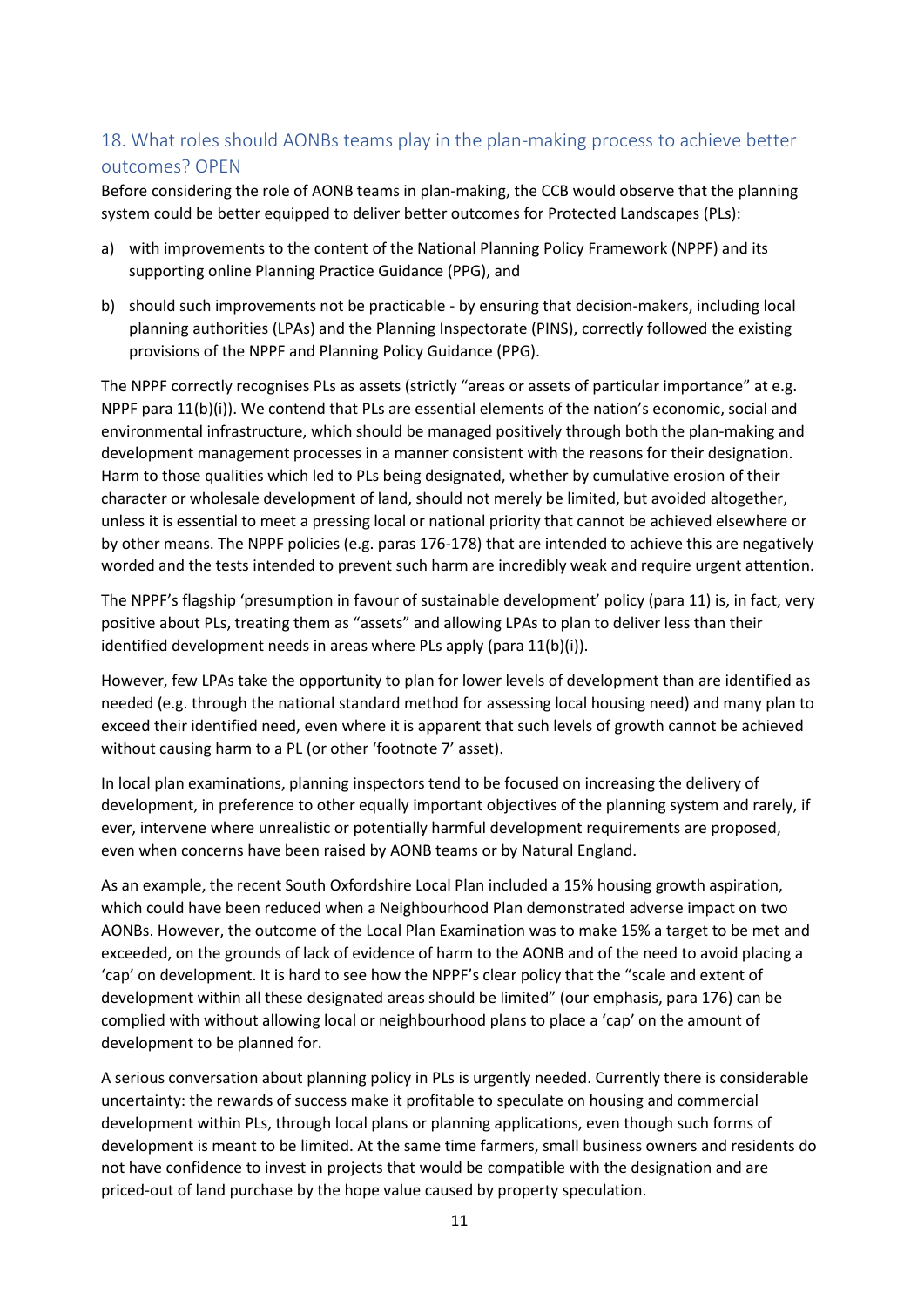## 18. What roles should AONBs teams play in the plan-making process to achieve better outcomes? OPEN

Before considering the role of AONB teams in plan-making, the CCB would observe that the planning system could be better equipped to deliver better outcomes for Protected Landscapes (PLs):

a) with improvements to the content of the National Planning Policy Framework (NPPF) and its supporting online Planning Practice Guidance (PPG), and

b) should such improvements not be practicable - by ensuring that decision-makers, including local planning authorities (LPAs) and the Planning Inspectorate (PINS), correctly followed the existing provisions of the NPPF and Planning Policy Guidance (PPG).

The NPPF correctly recognises PLs as assets (strictly "areas or assets of particular importance" at e.g. NPPF para 11(b)(i)). We contend that PLs are essential elements of the nation's economic, social and environmental infrastructure, which should be managed positively through both the plan-making and development management processes in a manner consistent with the reasons for their designation. Harm to those qualities which led to PLs being designated, whether by cumulative erosion of their character or wholesale development of land, should not merely be limited, but avoided altogether, unless it is essential to meet a pressing local or national priority that cannot be achieved elsewhere or by other means. The NPPF policies (e.g. paras 176-178) that are intended to achieve this are negatively worded and the tests intended to prevent such harm are incredibly weak and require urgent attention.

The NPPF's flagship 'presumption in favour of sustainable development' policy (para 11) is, in fact, very positive about PLs, treating them as "assets" and allowing LPAs to plan to deliver less than their identified development needs in areas where PLs apply (para 11(b)(i)).

However, few LPAs take the opportunity to plan for lower levels of development than are identified as needed (e.g. through the national standard method for assessing local housing need) and many plan to exceed their identified need, even where it is apparent that such levels of growth cannot be achieved without causing harm to a PL (or other 'footnote 7' asset).

In local plan examinations, planning inspectors tend to be focused on increasing the delivery of development, in preference to other equally important objectives of the planning system and rarely, if ever, intervene where unrealistic or potentially harmful development requirements are proposed, even when concerns have been raised by AONB teams or by Natural England.

As an example, the recent South Oxfordshire Local Plan included a 15% housing growth aspiration, which could have been reduced when a Neighbourhood Plan demonstrated adverse impact on two AONBs. However, the outcome of the Local Plan Examination was to make 15% a target to be met and exceeded, on the grounds of lack of evidence of harm to the AONB and of the need to avoid placing a 'cap' on development. It is hard to see how the NPPF's clear policy that the "scale and extent of development within all these designated areas <u>should be limited</u>" (our emphasis, para 176) can be complied with without allowing local or neighbourhood plans to place a 'cap' on the amount of development to be planned for.

A serious conversation about planning policy in PLs is urgently needed. Currently there is considerable uncertainty: the rewards of success make it profitable to speculate on housing and commercial development within PLs, through local plans or planning applications, even though such forms of development is meant to be limited. At the same time farmers, small business owners and residents do not have confidence to invest in projects that would be compatible with the designation and are priced-out of land purchase by the hope value caused by property speculation.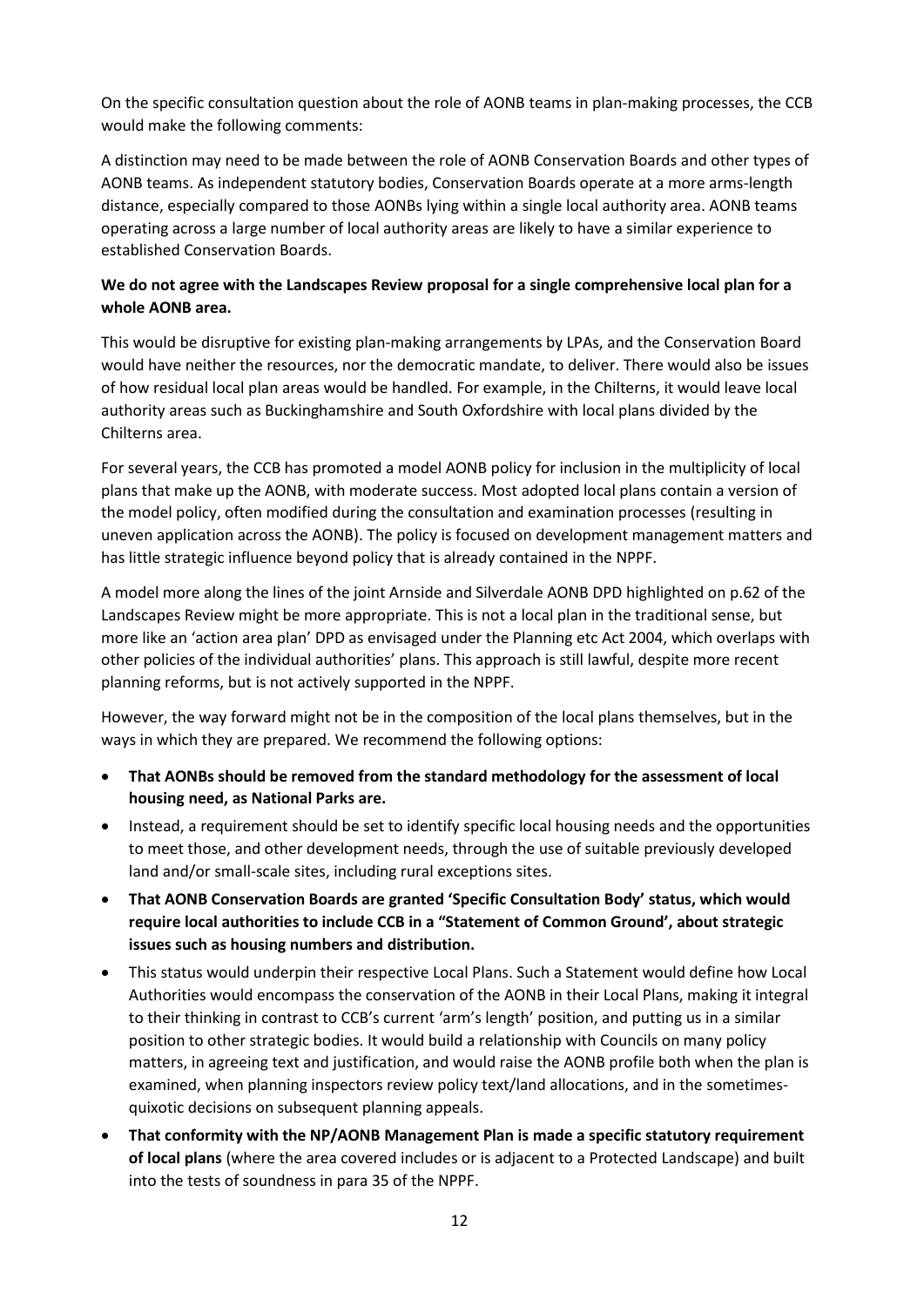On the specific consultation question about the role of AONB teams in plan-making processes, the CCB would make the following comments:

A distinction may need to be made between the role of AONB Conservation Boards and other types of AONB teams. As independent statutory bodies, Conservation Boards operate at a more arms-length distance, especially compared to those AONBs lying within a single local authority area. AONB teams operating across a large number of local authority areas are likely to have a similar experience to established Conservation Boards.

**We do not agree with the Landscapes Review proposal for a single comprehensive local plan for a whole AONB area.**

This would be disruptive for existing plan-making arrangements by LPAs, and the Conservation Board would have neither the resources, nor the democratic mandate, to deliver. There would also be issues of how residual local plan areas would be handled. For example, in the Chilterns, it would leave local authority areas such as Buckinghamshire and South Oxfordshire with local plans divided by the Chilterns area.

For several years, the CCB has promoted a model AONB policy for inclusion in the multiplicity of local plans that make up the AONB, with moderate success. Most adopted local plans contain a version of the model policy, often modified during the consultation and examination processes (resulting in uneven application across the AONB). The policy is focused on development management matters and has little strategic influence beyond policy that is already contained in the NPPF.

A model more along the lines of the joint Arnside and Silverdale AONB DPD highlighted on p.62 of the Landscapes Review might be more appropriate. This is not a local plan in the traditional sense, but more like an 'action area plan' DPD as envisaged under the Planning etc Act 2004, which overlaps with other policies of the individual authorities' plans. This approach is still lawful, despite more recent planning reforms, but is not actively supported in the NPPF.

However, the way forward might not be in the composition of the local plans themselves, but in the ways in which they are prepared. We recommend the following options:

- **That AONBs should be removed from the standard methodology for the assessment of local housing need, as National Parks are.**
- Instead, a requirement should be set to identify specific local housing needs and the opportunities to meet those, and other development needs, through the use of suitable previously developed land and/or small-scale sites, including rural exceptions sites.
- **That AONB Conservation Boards are granted 'Specific Consultation Body' status, which would require local authorities to include CCB in a "Statement of Common Ground', about strategic issues such as housing numbers and distribution.**
- This status would underpin their respective Local Plans. Such a Statement would define how Local Authorities would encompass the conservation of the AONB in their Local Plans, making it integral to their thinking in contrast to CCB's current 'arm's length' position, and putting us in a similar position to other strategic bodies. It would build a relationship with Councils on many policy matters, in agreeing text and justification, and would raise the AONB profile both when the plan is examined, when planning inspectors review policy text/land allocations, and in the sometimes-quixotic decisions on subsequent planning appeals.
- **That conformity with the NP/AONB Management Plan is made a specific statutory requirement of local plans** (where the area covered includes or is adjacent to a Protected Landscape) and built into the tests of soundness in para 35 of the NPPF.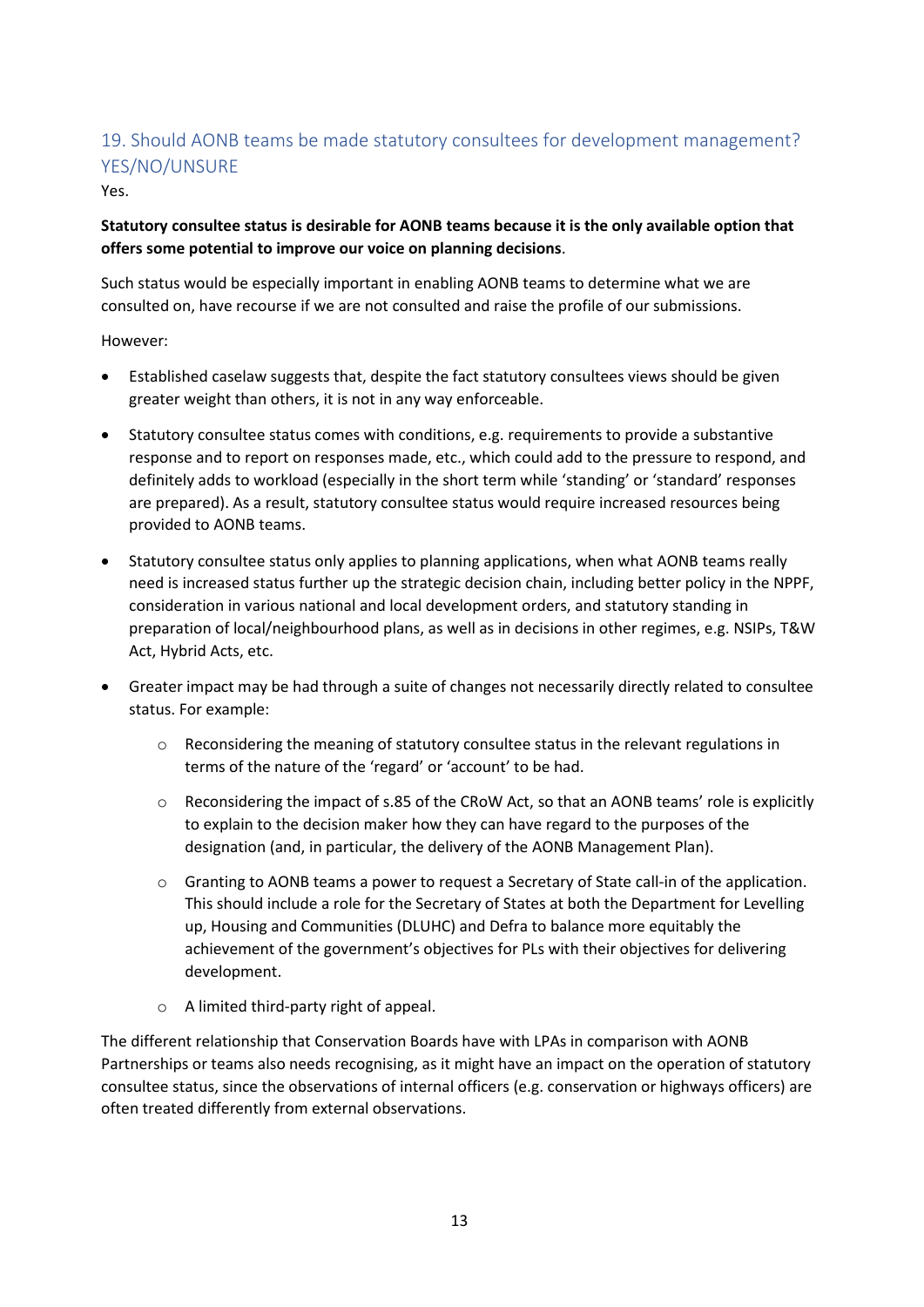## 19. Should AONB teams be made statutory consultees for development management? YES/NO/UNSURE

Yes.

**Statutory consultee status is desirable for AONB teams because it is the only available option that offers some potential to improve our voice on planning decisions**.

Such status would be especially important in enabling AONB teams to determine what we are consulted on, have recourse if we are not consulted and raise the profile of our submissions.

However:

- Established caselaw suggests that, despite the fact statutory consultees views should be given greater weight than others, it is not in any way enforceable.
- Statutory consultee status comes with conditions, e.g. requirements to provide a substantive response and to report on responses made, etc., which could add to the pressure to respond, and definitely adds to workload (especially in the short term while 'standing' or 'standard' responses are prepared). As a result, statutory consultee status would require increased resources being provided to AONB teams.
- Statutory consultee status only applies to planning applications, when what AONB teams really need is increased status further up the strategic decision chain, including better policy in the NPPF, consideration in various national and local development orders, and statutory standing in preparation of local/neighbourhood plans, as well as in decisions in other regimes, e.g. NSIPs, T&W Act, Hybrid Acts, etc.
- Greater impact may be had through a suite of changes not necessarily directly related to consultee status. For example:
  - Reconsidering the meaning of statutory consultee status in the relevant regulations in terms of the nature of the 'regard' or 'account' to be had.
  - Reconsidering the impact of s.85 of the CRoW Act, so that an AONB teams' role is explicitly to explain to the decision maker how they can have regard to the purposes of the designation (and, in particular, the delivery of the AONB Management Plan).
  - Granting to AONB teams a power to request a Secretary of State call-in of the application. This should include a role for the Secretary of States at both the Department for Levelling up, Housing and Communities (DLUHC) and Defra to balance more equitably the achievement of the government's objectives for PLs with their objectives for delivering development.
  - A limited third-party right of appeal.

The different relationship that Conservation Boards have with LPAs in comparison with AONB Partnerships or teams also needs recognising, as it might have an impact on the operation of statutory consultee status, since the observations of internal officers (e.g. conservation or highways officers) are often treated differently from external observations.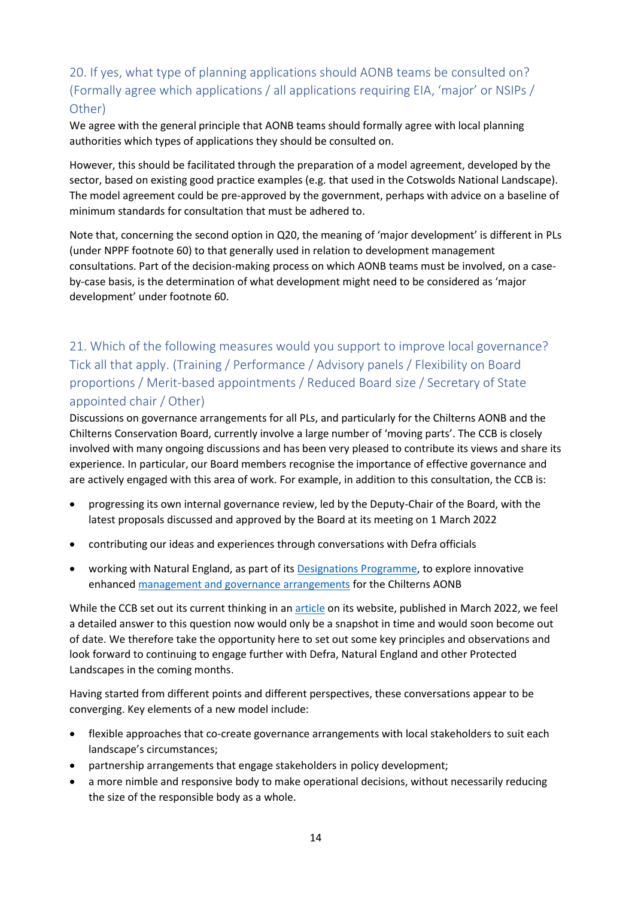## 20. If yes, what type of planning applications should AONB teams be consulted on? (Formally agree which applications / all applications requiring EIA, 'major' or NSIPs / Other)

We agree with the general principle that AONB teams should formally agree with local planning authorities which types of applications they should be consulted on.

However, this should be facilitated through the preparation of a model agreement, developed by the sector, based on existing good practice examples (e.g. that used in the Cotswolds National Landscape). The model agreement could be pre-approved by the government, perhaps with advice on a baseline of minimum standards for consultation that must be adhered to.

Note that, concerning the second option in Q20, the meaning of 'major development' is different in PLs (under NPPF footnote 60) to that generally used in relation to development management consultations. Part of the decision-making process on which AONB teams must be involved, on a case-by-case basis, is the determination of what development might need to be considered as 'major development' under footnote 60.

## 21. Which of the following measures would you support to improve local governance? Tick all that apply. (Training / Performance / Advisory panels / Flexibility on Board proportions / Merit-based appointments / Reduced Board size / Secretary of State appointed chair / Other)

Discussions on governance arrangements for all PLs, and particularly for the Chilterns AONB and the Chilterns Conservation Board, currently involve a large number of 'moving parts'. The CCB is closely involved with many ongoing discussions and has been very pleased to contribute its views and share its experience. In particular, our Board members recognise the importance of effective governance and are actively engaged with this area of work. For example, in addition to this consultation, the CCB is:

- progressing its own internal governance review, led by the Deputy-Chair of the Board, with the latest proposals discussed and approved by the Board at its meeting on 1 March 2022
- contributing our ideas and experiences through conversations with Defra officials
- working with Natural England, as part of its Designations Programme, to explore innovative enhanced management and governance arrangements for the Chilterns AONB

While the CCB set out its current thinking in an article on its website, published in March 2022, we feel a detailed answer to this question now would only be a snapshot in time and would soon become out of date. We therefore take the opportunity here to set out some key principles and observations and look forward to continuing to engage further with Defra, Natural England and other Protected Landscapes in the coming months.

Having started from different points and different perspectives, these conversations appear to be converging. Key elements of a new model include:

- flexible approaches that co-create governance arrangements with local stakeholders to suit each landscape's circumstances;
- partnership arrangements that engage stakeholders in policy development;
- a more nimble and responsive body to make operational decisions, without necessarily reducing the size of the responsible body as a whole.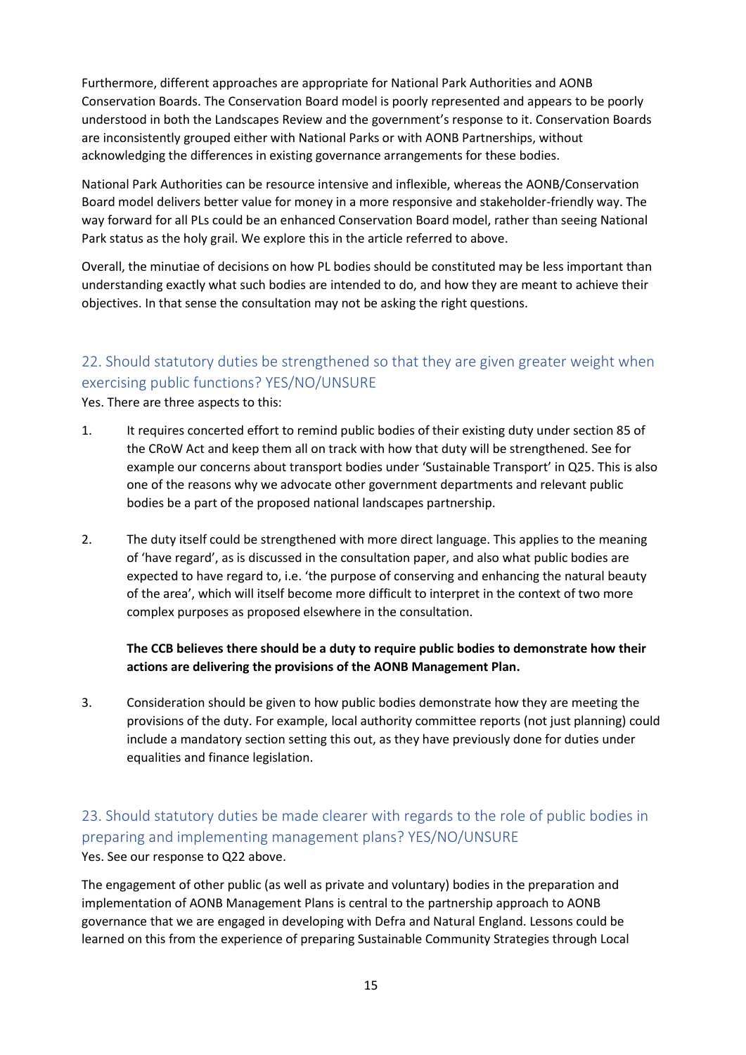Furthermore, different approaches are appropriate for National Park Authorities and AONB Conservation Boards. The Conservation Board model is poorly represented and appears to be poorly understood in both the Landscapes Review and the government's response to it. Conservation Boards are inconsistently grouped either with National Parks or with AONB Partnerships, without acknowledging the differences in existing governance arrangements for these bodies.

National Park Authorities can be resource intensive and inflexible, whereas the AONB/Conservation Board model delivers better value for money in a more responsive and stakeholder-friendly way. The way forward for all PLs could be an enhanced Conservation Board model, rather than seeing National Park status as the holy grail. We explore this in the article referred to above.

Overall, the minutiae of decisions on how PL bodies should be constituted may be less important than understanding exactly what such bodies are intended to do, and how they are meant to achieve their objectives. In that sense the consultation may not be asking the right questions.

## 22. Should statutory duties be strengthened so that they are given greater weight when exercising public functions? YES/NO/UNSURE

Yes. There are three aspects to this:

1. It requires concerted effort to remind public bodies of their existing duty under section 85 of the CRoW Act and keep them all on track with how that duty will be strengthened. See for example our concerns about transport bodies under 'Sustainable Transport' in Q25. This is also one of the reasons why we advocate other government departments and relevant public bodies be a part of the proposed national landscapes partnership.

2. The duty itself could be strengthened with more direct language. This applies to the meaning of 'have regard', as is discussed in the consultation paper, and also what public bodies are expected to have regard to, i.e. 'the purpose of conserving and enhancing the natural beauty of the area', which will itself become more difficult to interpret in the context of two more complex purposes as proposed elsewhere in the consultation.

   **The CCB believes there should be a duty to require public bodies to demonstrate how their actions are delivering the provisions of the AONB Management Plan.**

3. Consideration should be given to how public bodies demonstrate how they are meeting the provisions of the duty. For example, local authority committee reports (not just planning) could include a mandatory section setting this out, as they have previously done for duties under equalities and finance legislation.

## 23. Should statutory duties be made clearer with regards to the role of public bodies in preparing and implementing management plans? YES/NO/UNSURE

Yes. See our response to Q22 above.

The engagement of other public (as well as private and voluntary) bodies in the preparation and implementation of AONB Management Plans is central to the partnership approach to AONB governance that we are engaged in developing with Defra and Natural England. Lessons could be learned on this from the experience of preparing Sustainable Community Strategies through Local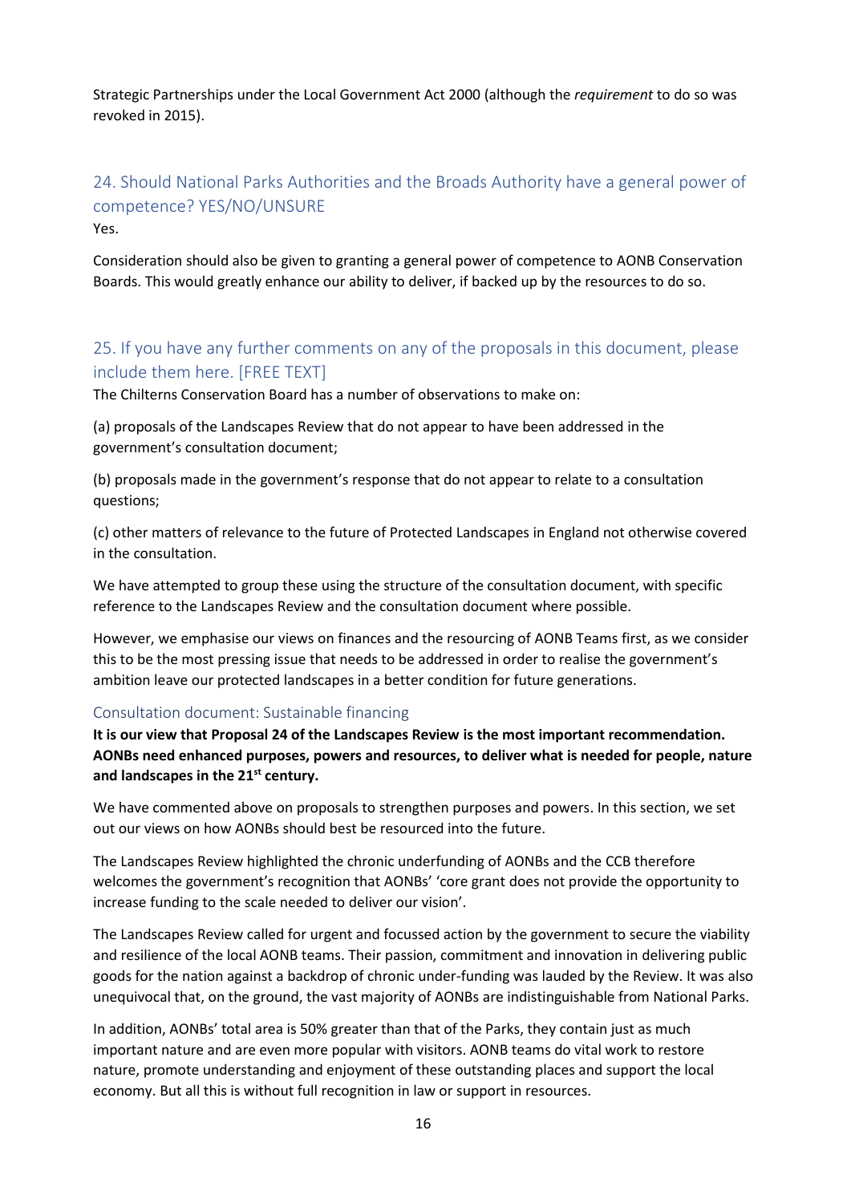Strategic Partnerships under the Local Government Act 2000 (although the *requirement* to do so was revoked in 2015).

## 24. Should National Parks Authorities and the Broads Authority have a general power of competence? YES/NO/UNSURE

Yes.

Consideration should also be given to granting a general power of competence to AONB Conservation Boards. This would greatly enhance our ability to deliver, if backed up by the resources to do so.

## 25. If you have any further comments on any of the proposals in this document, please include them here. [FREE TEXT]

The Chilterns Conservation Board has a number of observations to make on:

(a) proposals of the Landscapes Review that do not appear to have been addressed in the government's consultation document;

(b) proposals made in the government's response that do not appear to relate to a consultation questions;

(c) other matters of relevance to the future of Protected Landscapes in England not otherwise covered in the consultation.

We have attempted to group these using the structure of the consultation document, with specific reference to the Landscapes Review and the consultation document where possible.

However, we emphasise our views on finances and the resourcing of AONB Teams first, as we consider this to be the most pressing issue that needs to be addressed in order to realise the government's ambition leave our protected landscapes in a better condition for future generations.

### Consultation document: Sustainable financing

**It is our view that Proposal 24 of the Landscapes Review is the most important recommendation. AONBs need enhanced purposes, powers and resources, to deliver what is needed for people, nature and landscapes in the 21st century.**

We have commented above on proposals to strengthen purposes and powers. In this section, we set out our views on how AONBs should best be resourced into the future.

The Landscapes Review highlighted the chronic underfunding of AONBs and the CCB therefore welcomes the government's recognition that AONBs' 'core grant does not provide the opportunity to increase funding to the scale needed to deliver our vision'.

The Landscapes Review called for urgent and focussed action by the government to secure the viability and resilience of the local AONB teams. Their passion, commitment and innovation in delivering public goods for the nation against a backdrop of chronic under-funding was lauded by the Review. It was also unequivocal that, on the ground, the vast majority of AONBs are indistinguishable from National Parks.

In addition, AONBs' total area is 50% greater than that of the Parks, they contain just as much important nature and are even more popular with visitors. AONB teams do vital work to restore nature, promote understanding and enjoyment of these outstanding places and support the local economy. But all this is without full recognition in law or support in resources.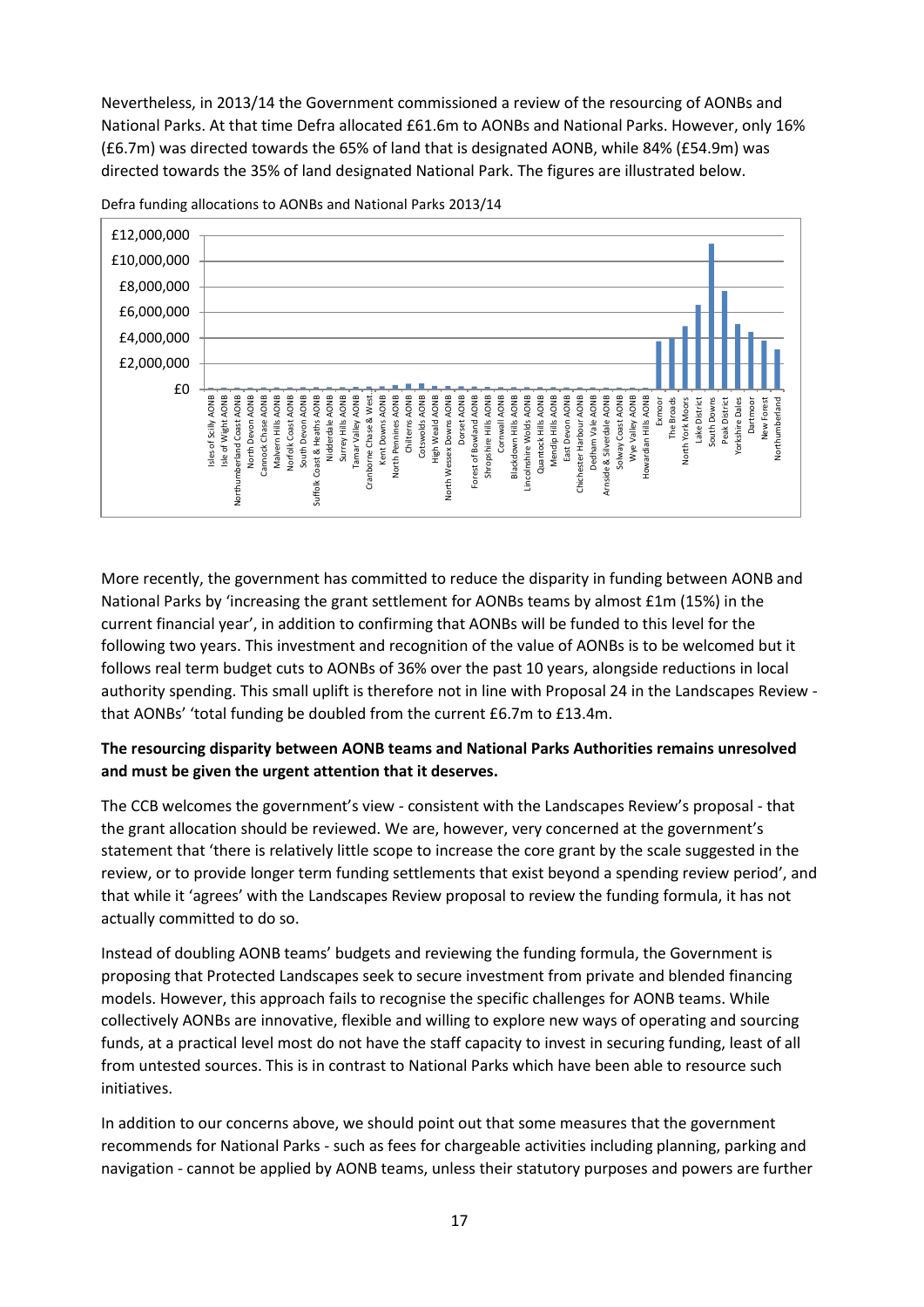Nevertheless, in 2013/14 the Government commissioned a review of the resourcing of AONBs and National Parks. At that time Defra allocated £61.6m to AONBs and National Parks. However, only 16% (£6.7m) was directed towards the 65% of land that is designated AONB, while 84% (£54.9m) was directed towards the 35% of land designated National Park. The figures are illustrated below.

Defra funding allocations to AONBs and National Parks 2013/14

More recently, the government has committed to reduce the disparity in funding between AONB and National Parks by 'increasing the grant settlement for AONBs teams by almost £1m (15%) in the current financial year', in addition to confirming that AONBs will be funded to this level for the following two years. This investment and recognition of the value of AONBs is to be welcomed but it follows real term budget cuts to AONBs of 36% over the past 10 years, alongside reductions in local authority spending. This small uplift is therefore not in line with Proposal 24 in the Landscapes Review - that AONBs' 'total funding be doubled from the current £6.7m to £13.4m.

**The resourcing disparity between AONB teams and National Parks Authorities remains unresolved and must be given the urgent attention that it deserves.**

The CCB welcomes the government's view - consistent with the Landscapes Review's proposal - that the grant allocation should be reviewed. We are, however, very concerned at the government's statement that 'there is relatively little scope to increase the core grant by the scale suggested in the review, or to provide longer term funding settlements that exist beyond a spending review period', and that while it 'agrees' with the Landscapes Review proposal to review the funding formula, it has not actually committed to do so.

Instead of doubling AONB teams' budgets and reviewing the funding formula, the Government is proposing that Protected Landscapes seek to secure investment from private and blended financing models. However, this approach fails to recognise the specific challenges for AONB teams. While collectively AONBs are innovative, flexible and willing to explore new ways of operating and sourcing funds, at a practical level most do not have the staff capacity to invest in securing funding, least of all from untested sources. This is in contrast to National Parks which have been able to resource such initiatives.

In addition to our concerns above, we should point out that some measures that the government recommends for National Parks - such as fees for chargeable activities including planning, parking and navigation - cannot be applied by AONB teams, unless their statutory purposes and powers are further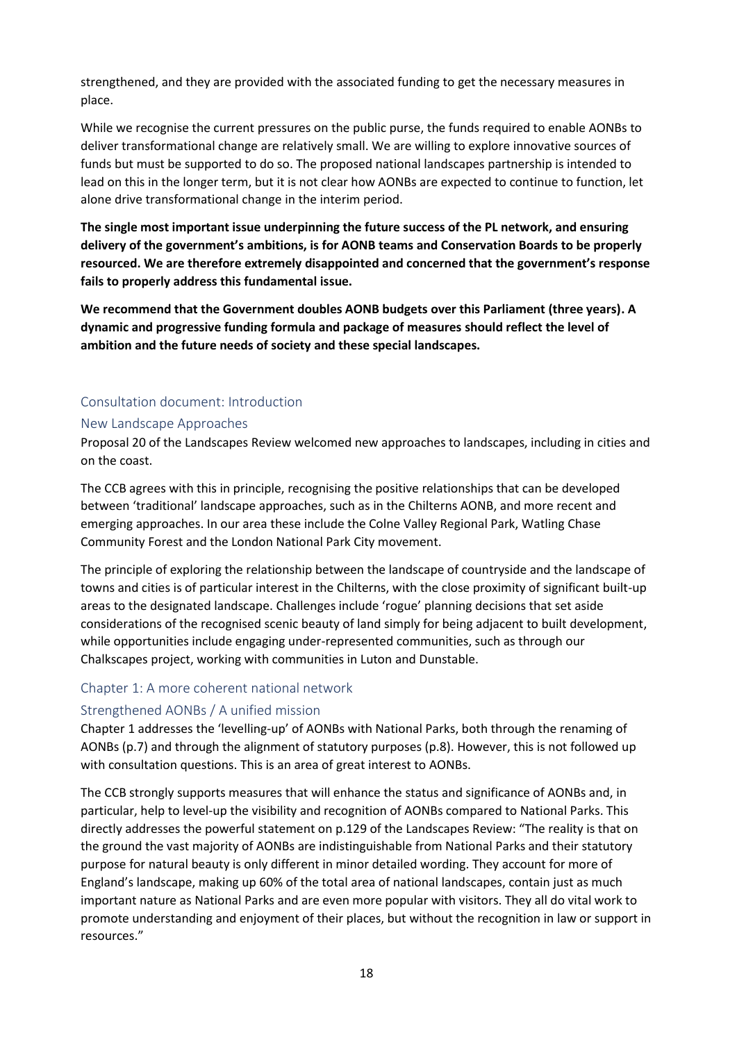strengthened, and they are provided with the associated funding to get the necessary measures in place.

While we recognise the current pressures on the public purse, the funds required to enable AONBs to deliver transformational change are relatively small. We are willing to explore innovative sources of funds but must be supported to do so. The proposed national landscapes partnership is intended to lead on this in the longer term, but it is not clear how AONBs are expected to continue to function, let alone drive transformational change in the interim period.

**The single most important issue underpinning the future success of the PL network, and ensuring delivery of the government's ambitions, is for AONB teams and Conservation Boards to be properly resourced. We are therefore extremely disappointed and concerned that the government's response fails to properly address this fundamental issue.**

**We recommend that the Government doubles AONB budgets over this Parliament (three years). A dynamic and progressive funding formula and package of measures should reflect the level of ambition and the future needs of society and these special landscapes.**

## Consultation document: Introduction

### New Landscape Approaches

Proposal 20 of the Landscapes Review welcomed new approaches to landscapes, including in cities and on the coast.

The CCB agrees with this in principle, recognising the positive relationships that can be developed between 'traditional' landscape approaches, such as in the Chilterns AONB, and more recent and emerging approaches. In our area these include the Colne Valley Regional Park, Watling Chase Community Forest and the London National Park City movement.

The principle of exploring the relationship between the landscape of countryside and the landscape of towns and cities is of particular interest in the Chilterns, with the close proximity of significant built-up areas to the designated landscape. Challenges include 'rogue' planning decisions that set aside considerations of the recognised scenic beauty of land simply for being adjacent to built development, while opportunities include engaging under-represented communities, such as through our Chalkscapes project, working with communities in Luton and Dunstable.

## Chapter 1: A more coherent national network

### Strengthened AONBs / A unified mission

Chapter 1 addresses the 'levelling-up' of AONBs with National Parks, both through the renaming of AONBs (p.7) and through the alignment of statutory purposes (p.8). However, this is not followed up with consultation questions. This is an area of great interest to AONBs.

The CCB strongly supports measures that will enhance the status and significance of AONBs and, in particular, help to level-up the visibility and recognition of AONBs compared to National Parks. This directly addresses the powerful statement on p.129 of the Landscapes Review: "The reality is that on the ground the vast majority of AONBs are indistinguishable from National Parks and their statutory purpose for natural beauty is only different in minor detailed wording. They account for more of England's landscape, making up 60% of the total area of national landscapes, contain just as much important nature as National Parks and are even more popular with visitors. They all do vital work to promote understanding and enjoyment of their places, but without the recognition in law or support in resources."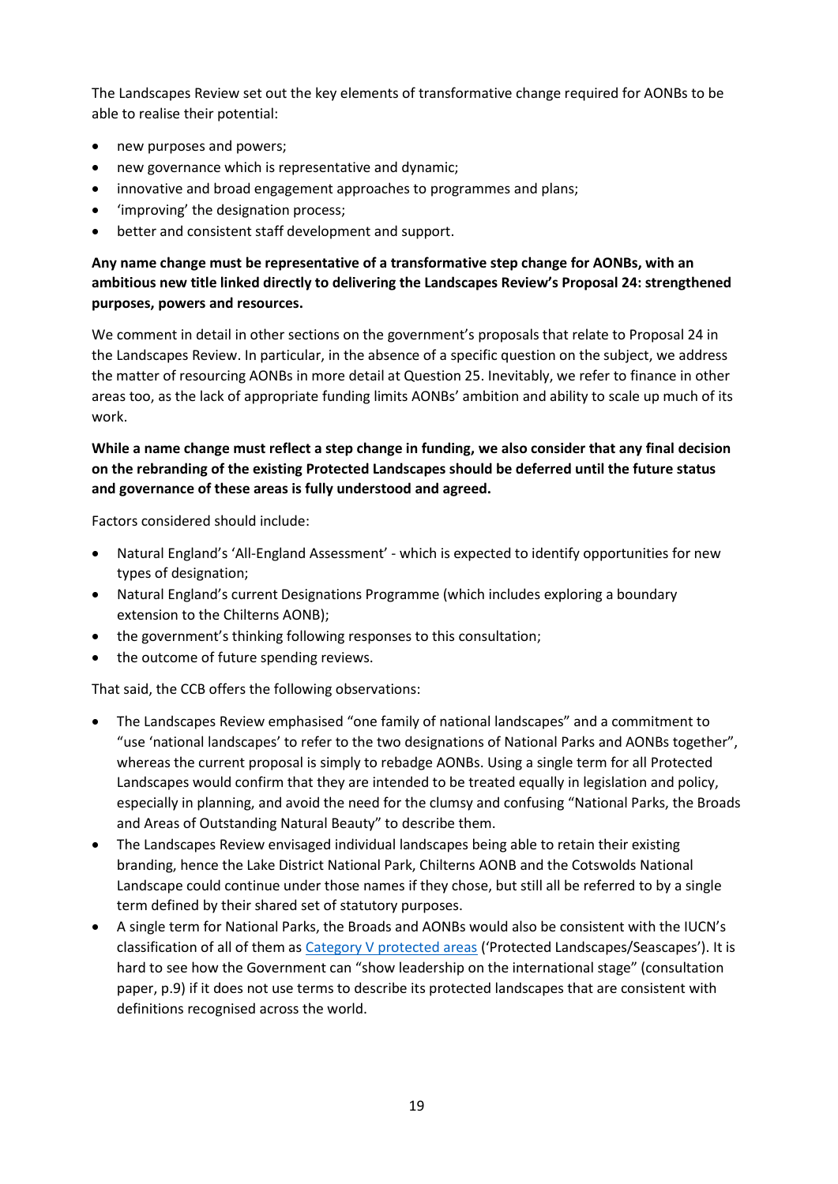The Landscapes Review set out the key elements of transformative change required for AONBs to be able to realise their potential:

- new purposes and powers;
- new governance which is representative and dynamic;
- innovative and broad engagement approaches to programmes and plans;
- 'improving' the designation process;
- better and consistent staff development and support.

**Any name change must be representative of a transformative step change for AONBs, with an ambitious new title linked directly to delivering the Landscapes Review's Proposal 24: strengthened purposes, powers and resources.**

We comment in detail in other sections on the government's proposals that relate to Proposal 24 in the Landscapes Review. In particular, in the absence of a specific question on the subject, we address the matter of resourcing AONBs in more detail at Question 25. Inevitably, we refer to finance in other areas too, as the lack of appropriate funding limits AONBs' ambition and ability to scale up much of its work.

**While a name change must reflect a step change in funding, we also consider that any final decision on the rebranding of the existing Protected Landscapes should be deferred until the future status and governance of these areas is fully understood and agreed.**

Factors considered should include:

- Natural England's 'All-England Assessment' - which is expected to identify opportunities for new types of designation;
- Natural England's current Designations Programme (which includes exploring a boundary extension to the Chilterns AONB);
- the government's thinking following responses to this consultation;
- the outcome of future spending reviews.

That said, the CCB offers the following observations:

- The Landscapes Review emphasised "one family of national landscapes" and a commitment to "use 'national landscapes' to refer to the two designations of National Parks and AONBs together", whereas the current proposal is simply to rebadge AONBs. Using a single term for all Protected Landscapes would confirm that they are intended to be treated equally in legislation and policy, especially in planning, and avoid the need for the clumsy and confusing "National Parks, the Broads and Areas of Outstanding Natural Beauty" to describe them.
- The Landscapes Review envisaged individual landscapes being able to retain their existing branding, hence the Lake District National Park, Chilterns AONB and the Cotswolds National Landscape could continue under those names if they chose, but still all be referred to by a single term defined by their shared set of statutory purposes.
- A single term for National Parks, the Broads and AONBs would also be consistent with the IUCN's classification of all of them as [Category V protected areas] ('Protected Landscapes/Seascapes'). It is hard to see how the Government can "show leadership on the international stage" (consultation paper, p.9) if it does not use terms to describe its protected landscapes that are consistent with definitions recognised across the world.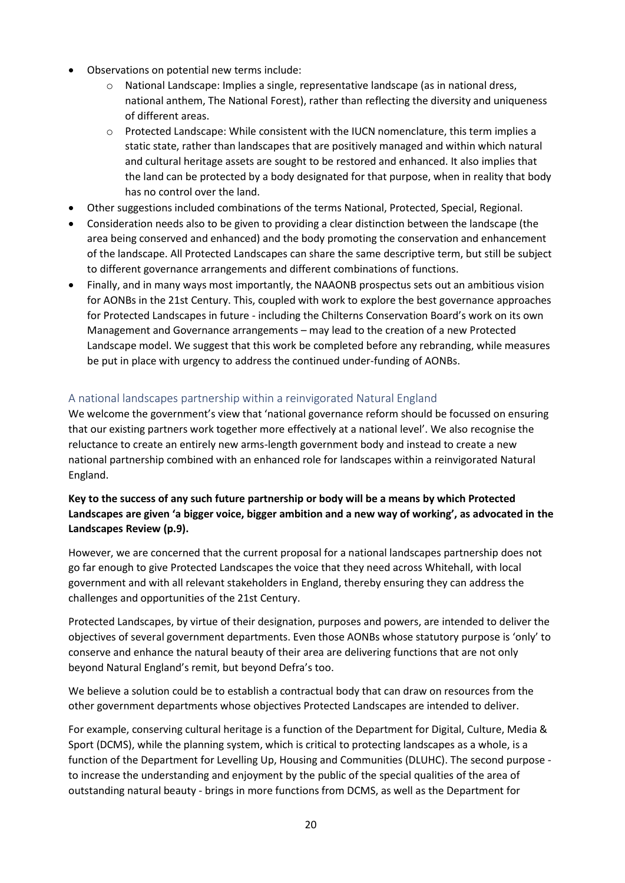- Observations on potential new terms include:
    - National Landscape: Implies a single, representative landscape (as in national dress, national anthem, The National Forest), rather than reflecting the diversity and uniqueness of different areas.
    - Protected Landscape: While consistent with the IUCN nomenclature, this term implies a static state, rather than landscapes that are positively managed and within which natural and cultural heritage assets are sought to be restored and enhanced. It also implies that the land can be protected by a body designated for that purpose, when in reality that body has no control over the land.
- Other suggestions included combinations of the terms National, Protected, Special, Regional.
- Consideration needs also to be given to providing a clear distinction between the landscape (the area being conserved and enhanced) and the body promoting the conservation and enhancement of the landscape. All Protected Landscapes can share the same descriptive term, but still be subject to different governance arrangements and different combinations of functions.
- Finally, and in many ways most importantly, the NAAONB prospectus sets out an ambitious vision for AONBs in the 21st Century. This, coupled with work to explore the best governance approaches for Protected Landscapes in future - including the Chilterns Conservation Board's work on its own Management and Governance arrangements – may lead to the creation of a new Protected Landscape model. We suggest that this work be completed before any rebranding, while measures be put in place with urgency to address the continued under-funding of AONBs.

## A national landscapes partnership within a reinvigorated Natural England

We welcome the government's view that 'national governance reform should be focussed on ensuring that our existing partners work together more effectively at a national level'. We also recognise the reluctance to create an entirely new arms-length government body and instead to create a new national partnership combined with an enhanced role for landscapes within a reinvigorated Natural England.

**Key to the success of any such future partnership or body will be a means by which Protected Landscapes are given 'a bigger voice, bigger ambition and a new way of working', as advocated in the Landscapes Review (p.9).**

However, we are concerned that the current proposal for a national landscapes partnership does not go far enough to give Protected Landscapes the voice that they need across Whitehall, with local government and with all relevant stakeholders in England, thereby ensuring they can address the challenges and opportunities of the 21st Century.

Protected Landscapes, by virtue of their designation, purposes and powers, are intended to deliver the objectives of several government departments. Even those AONBs whose statutory purpose is 'only' to conserve and enhance the natural beauty of their area are delivering functions that are not only beyond Natural England's remit, but beyond Defra's too.

We believe a solution could be to establish a contractual body that can draw on resources from the other government departments whose objectives Protected Landscapes are intended to deliver.

For example, conserving cultural heritage is a function of the Department for Digital, Culture, Media & Sport (DCMS), while the planning system, which is critical to protecting landscapes as a whole, is a function of the Department for Levelling Up, Housing and Communities (DLUHC). The second purpose - to increase the understanding and enjoyment by the public of the special qualities of the area of outstanding natural beauty - brings in more functions from DCMS, as well as the Department for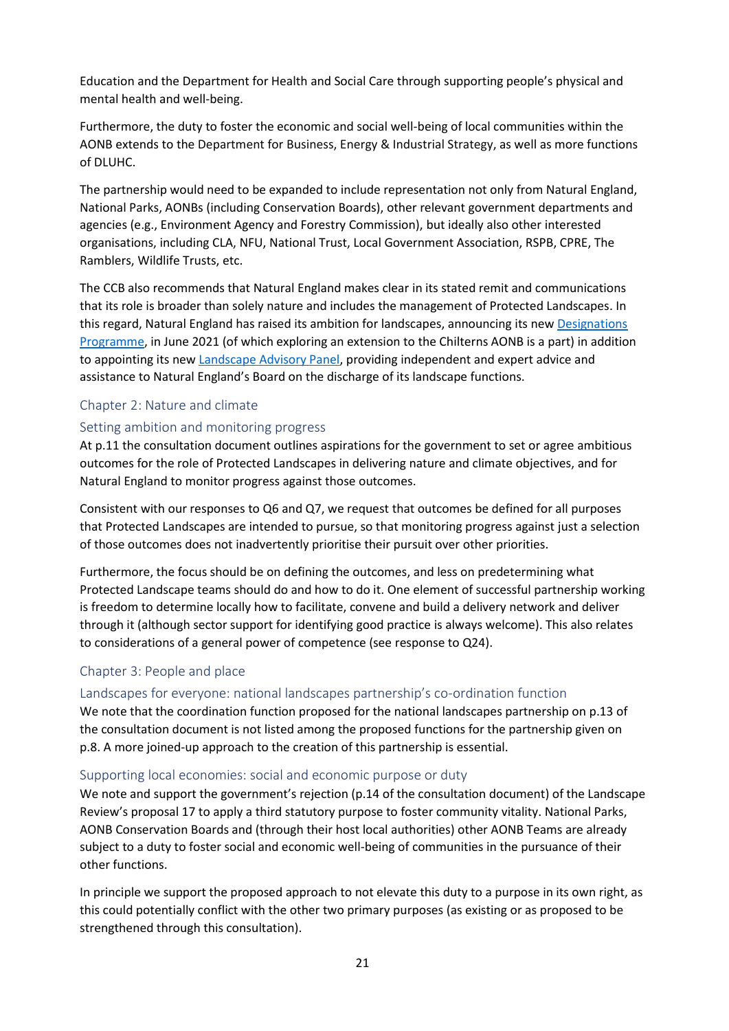Education and the Department for Health and Social Care through supporting people's physical and mental health and well-being.

Furthermore, the duty to foster the economic and social well-being of local communities within the AONB extends to the Department for Business, Energy & Industrial Strategy, as well as more functions of DLUHC.

The partnership would need to be expanded to include representation not only from Natural England, National Parks, AONBs (including Conservation Boards), other relevant government departments and agencies (e.g., Environment Agency and Forestry Commission), but ideally also other interested organisations, including CLA, NFU, National Trust, Local Government Association, RSPB, CPRE, The Ramblers, Wildlife Trusts, etc.

The CCB also recommends that Natural England makes clear in its stated remit and communications that its role is broader than solely nature and includes the management of Protected Landscapes. In this regard, Natural England has raised its ambition for landscapes, announcing its new Designations Programme, in June 2021 (of which exploring an extension to the Chilterns AONB is a part) in addition to appointing its new Landscape Advisory Panel, providing independent and expert advice and assistance to Natural England's Board on the discharge of its landscape functions.

## Chapter 2: Nature and climate

### Setting ambition and monitoring progress

At p.11 the consultation document outlines aspirations for the government to set or agree ambitious outcomes for the role of Protected Landscapes in delivering nature and climate objectives, and for Natural England to monitor progress against those outcomes.

Consistent with our responses to Q6 and Q7, we request that outcomes be defined for all purposes that Protected Landscapes are intended to pursue, so that monitoring progress against just a selection of those outcomes does not inadvertently prioritise their pursuit over other priorities.

Furthermore, the focus should be on defining the outcomes, and less on predetermining what Protected Landscape teams should do and how to do it. One element of successful partnership working is freedom to determine locally how to facilitate, convene and build a delivery network and deliver through it (although sector support for identifying good practice is always welcome). This also relates to considerations of a general power of competence (see response to Q24).

## Chapter 3: People and place

### Landscapes for everyone: national landscapes partnership's co-ordination function

We note that the coordination function proposed for the national landscapes partnership on p.13 of the consultation document is not listed among the proposed functions for the partnership given on p.8. A more joined-up approach to the creation of this partnership is essential.

### Supporting local economies: social and economic purpose or duty

We note and support the government's rejection (p.14 of the consultation document) of the Landscape Review's proposal 17 to apply a third statutory purpose to foster community vitality. National Parks, AONB Conservation Boards and (through their host local authorities) other AONB Teams are already subject to a duty to foster social and economic well-being of communities in the pursuance of their other functions.

In principle we support the proposed approach to not elevate this duty to a purpose in its own right, as this could potentially conflict with the other two primary purposes (as existing or as proposed to be strengthened through this consultation).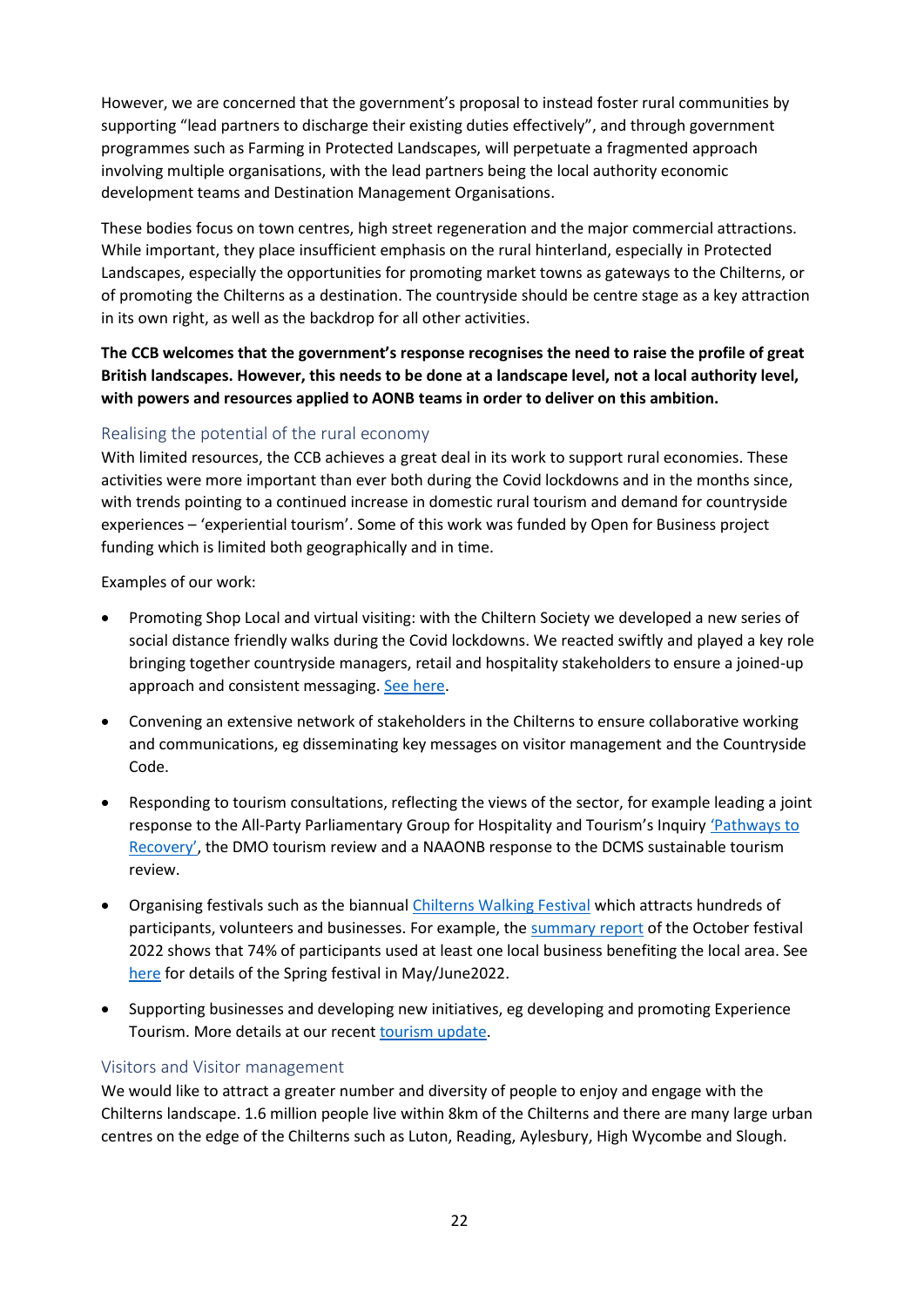However, we are concerned that the government's proposal to instead foster rural communities by supporting "lead partners to discharge their existing duties effectively", and through government programmes such as Farming in Protected Landscapes, will perpetuate a fragmented approach involving multiple organisations, with the lead partners being the local authority economic development teams and Destination Management Organisations.

These bodies focus on town centres, high street regeneration and the major commercial attractions. While important, they place insufficient emphasis on the rural hinterland, especially in Protected Landscapes, especially the opportunities for promoting market towns as gateways to the Chilterns, or of promoting the Chilterns as a destination. The countryside should be centre stage as a key attraction in its own right, as well as the backdrop for all other activities.

**The CCB welcomes that the government's response recognises the need to raise the profile of great British landscapes. However, this needs to be done at a landscape level, not a local authority level, with powers and resources applied to AONB teams in order to deliver on this ambition.**

### Realising the potential of the rural economy

With limited resources, the CCB achieves a great deal in its work to support rural economies. These activities were more important than ever both during the Covid lockdowns and in the months since, with trends pointing to a continued increase in domestic rural tourism and demand for countryside experiences – 'experiential tourism'. Some of this work was funded by Open for Business project funding which is limited both geographically and in time.

Examples of our work:

- Promoting Shop Local and virtual visiting: with the Chiltern Society we developed a new series of social distance friendly walks during the Covid lockdowns. We reacted swiftly and played a key role bringing together countryside managers, retail and hospitality stakeholders to ensure a joined-up approach and consistent messaging. See here.
- Convening an extensive network of stakeholders in the Chilterns to ensure collaborative working and communications, eg disseminating key messages on visitor management and the Countryside Code.
- Responding to tourism consultations, reflecting the views of the sector, for example leading a joint response to the All-Party Parliamentary Group for Hospitality and Tourism's Inquiry 'Pathways to Recovery', the DMO tourism review and a NAAONB response to the DCMS sustainable tourism review.
- Organising festivals such as the biannual Chilterns Walking Festival which attracts hundreds of participants, volunteers and businesses. For example, the summary report of the October festival 2022 shows that 74% of participants used at least one local business benefiting the local area. See here for details of the Spring festival in May/June2022.
- Supporting businesses and developing new initiatives, eg developing and promoting Experience Tourism. More details at our recent tourism update.

### Visitors and Visitor management

We would like to attract a greater number and diversity of people to enjoy and engage with the Chilterns landscape. 1.6 million people live within 8km of the Chilterns and there are many large urban centres on the edge of the Chilterns such as Luton, Reading, Aylesbury, High Wycombe and Slough.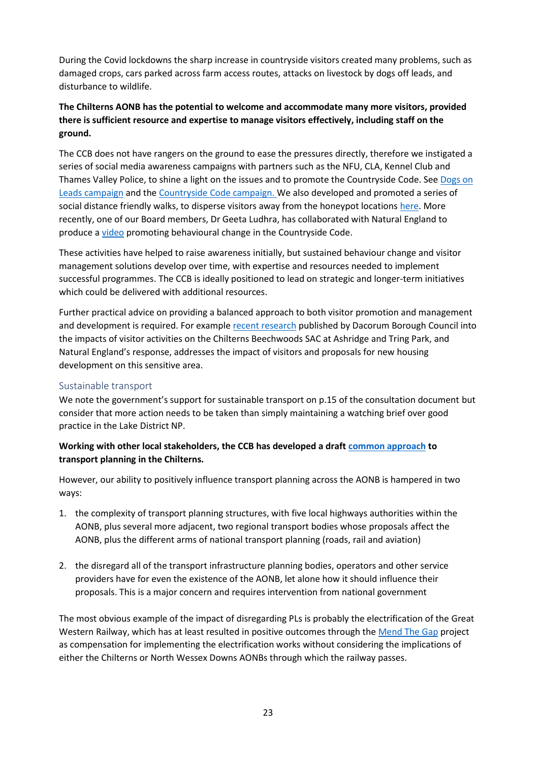During the Covid lockdowns the sharp increase in countryside visitors created many problems, such as damaged crops, cars parked across farm access routes, attacks on livestock by dogs off leads, and disturbance to wildlife.

**The Chilterns AONB has the potential to welcome and accommodate many more visitors, provided there is sufficient resource and expertise to manage visitors effectively, including staff on the ground.**

The CCB does not have rangers on the ground to ease the pressures directly, therefore we instigated a series of social media awareness campaigns with partners such as the NFU, CLA, Kennel Club and Thames Valley Police, to shine a light on the issues and to promote the Countryside Code. See Dogs on Leads campaign and the Countryside Code campaign. We also developed and promoted a series of social distance friendly walks, to disperse visitors away from the honeypot locations here. More recently, one of our Board members, Dr Geeta Ludhra, has collaborated with Natural England to produce a video promoting behavioural change in the Countryside Code.

These activities have helped to raise awareness initially, but sustained behaviour change and visitor management solutions develop over time, with expertise and resources needed to implement successful programmes. The CCB is ideally positioned to lead on strategic and longer-term initiatives which could be delivered with additional resources.

Further practical advice on providing a balanced approach to both visitor promotion and management and development is required. For example recent research published by Dacorum Borough Council into the impacts of visitor activities on the Chilterns Beechwoods SAC at Ashridge and Tring Park, and Natural England's response, addresses the impact of visitors and proposals for new housing development on this sensitive area.

### Sustainable transport

We note the government's support for sustainable transport on p.15 of the consultation document but consider that more action needs to be taken than simply maintaining a watching brief over good practice in the Lake District NP.

**Working with other local stakeholders, the CCB has developed a draft common approach to transport planning in the Chilterns.**

However, our ability to positively influence transport planning across the AONB is hampered in two ways:

1. the complexity of transport planning structures, with five local highways authorities within the AONB, plus several more adjacent, two regional transport bodies whose proposals affect the AONB, plus the different arms of national transport planning (roads, rail and aviation)

2. the disregard all of the transport infrastructure planning bodies, operators and other service providers have for even the existence of the AONB, let alone how it should influence their proposals. This is a major concern and requires intervention from national government

The most obvious example of the impact of disregarding PLs is probably the electrification of the Great Western Railway, which has at least resulted in positive outcomes through the Mend The Gap project as compensation for implementing the electrification works without considering the implications of either the Chilterns or North Wessex Downs AONBs through which the railway passes.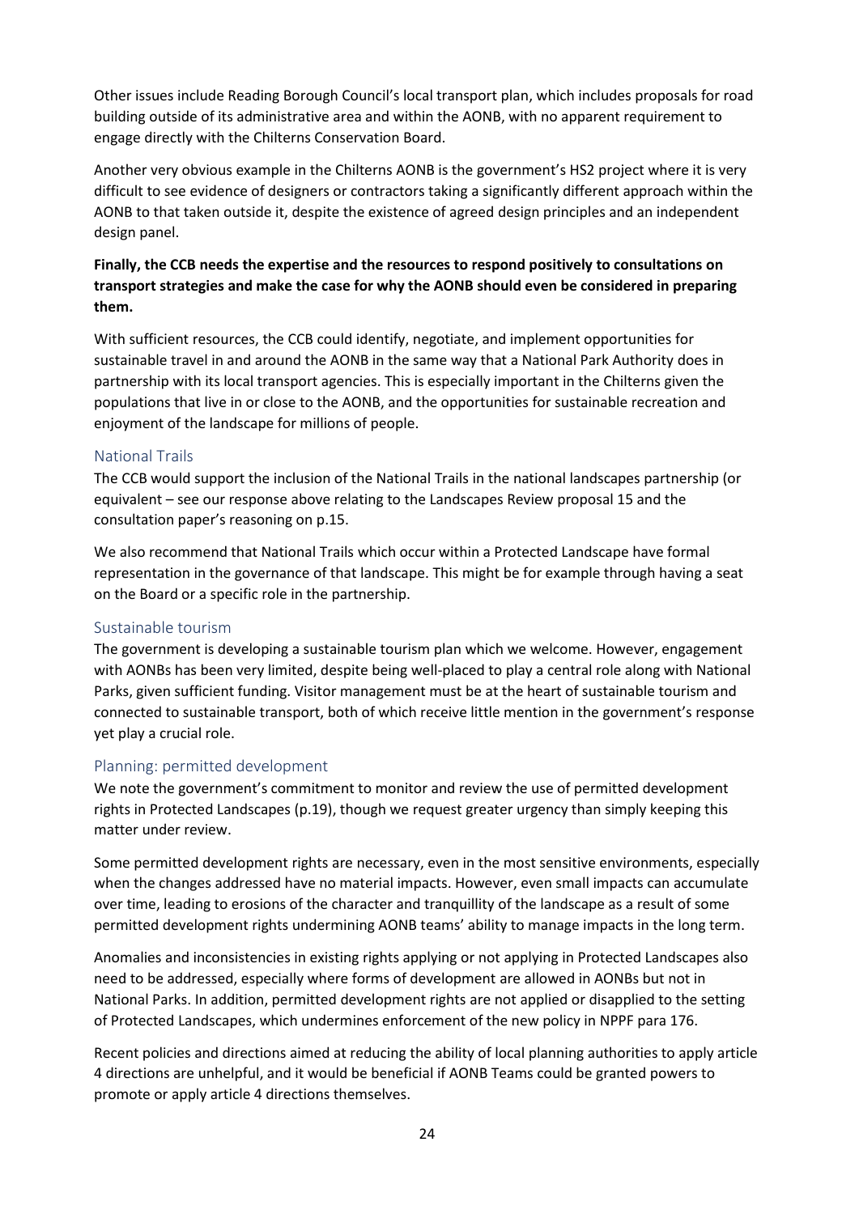Other issues include Reading Borough Council's local transport plan, which includes proposals for road building outside of its administrative area and within the AONB, with no apparent requirement to engage directly with the Chilterns Conservation Board.

Another very obvious example in the Chilterns AONB is the government's HS2 project where it is very difficult to see evidence of designers or contractors taking a significantly different approach within the AONB to that taken outside it, despite the existence of agreed design principles and an independent design panel.

**Finally, the CCB needs the expertise and the resources to respond positively to consultations on transport strategies and make the case for why the AONB should even be considered in preparing them.**

With sufficient resources, the CCB could identify, negotiate, and implement opportunities for sustainable travel in and around the AONB in the same way that a National Park Authority does in partnership with its local transport agencies. This is especially important in the Chilterns given the populations that live in or close to the AONB, and the opportunities for sustainable recreation and enjoyment of the landscape for millions of people.

## National Trails

The CCB would support the inclusion of the National Trails in the national landscapes partnership (or equivalent – see our response above relating to the Landscapes Review proposal 15 and the consultation paper's reasoning on p.15.

We also recommend that National Trails which occur within a Protected Landscape have formal representation in the governance of that landscape. This might be for example through having a seat on the Board or a specific role in the partnership.

## Sustainable tourism

The government is developing a sustainable tourism plan which we welcome. However, engagement with AONBs has been very limited, despite being well-placed to play a central role along with National Parks, given sufficient funding. Visitor management must be at the heart of sustainable tourism and connected to sustainable transport, both of which receive little mention in the government's response yet play a crucial role.

## Planning: permitted development

We note the government's commitment to monitor and review the use of permitted development rights in Protected Landscapes (p.19), though we request greater urgency than simply keeping this matter under review.

Some permitted development rights are necessary, even in the most sensitive environments, especially when the changes addressed have no material impacts. However, even small impacts can accumulate over time, leading to erosions of the character and tranquillity of the landscape as a result of some permitted development rights undermining AONB teams' ability to manage impacts in the long term.

Anomalies and inconsistencies in existing rights applying or not applying in Protected Landscapes also need to be addressed, especially where forms of development are allowed in AONBs but not in National Parks. In addition, permitted development rights are not applied or disapplied to the setting of Protected Landscapes, which undermines enforcement of the new policy in NPPF para 176.

Recent policies and directions aimed at reducing the ability of local planning authorities to apply article 4 directions are unhelpful, and it would be beneficial if AONB Teams could be granted powers to promote or apply article 4 directions themselves.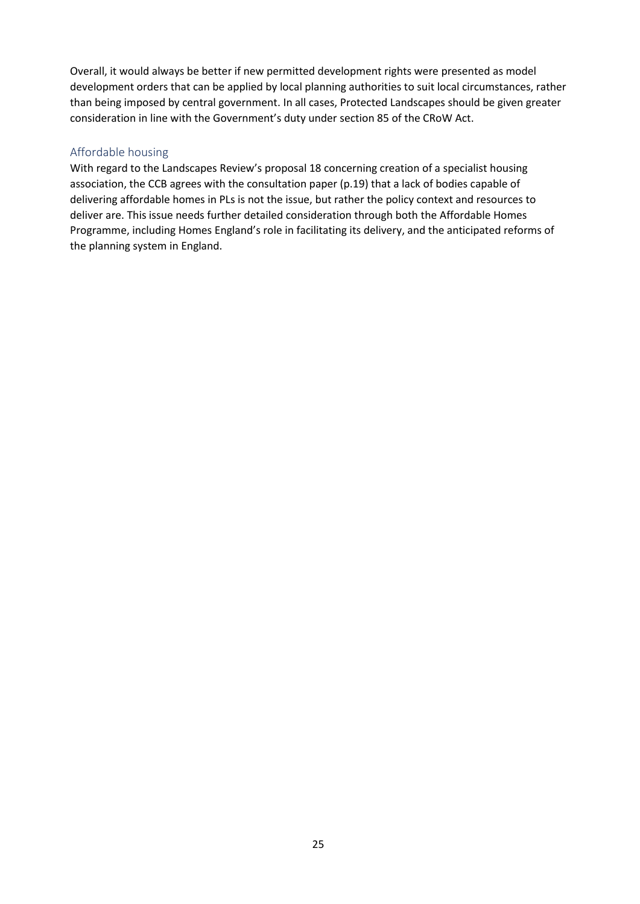Overall, it would always be better if new permitted development rights were presented as model development orders that can be applied by local planning authorities to suit local circumstances, rather than being imposed by central government. In all cases, Protected Landscapes should be given greater consideration in line with the Government's duty under section 85 of the CRoW Act.

### Affordable housing

With regard to the Landscapes Review's proposal 18 concerning creation of a specialist housing association, the CCB agrees with the consultation paper (p.19) that a lack of bodies capable of delivering affordable homes in PLs is not the issue, but rather the policy context and resources to deliver are. This issue needs further detailed consideration through both the Affordable Homes Programme, including Homes England's role in facilitating its delivery, and the anticipated reforms of the planning system in England.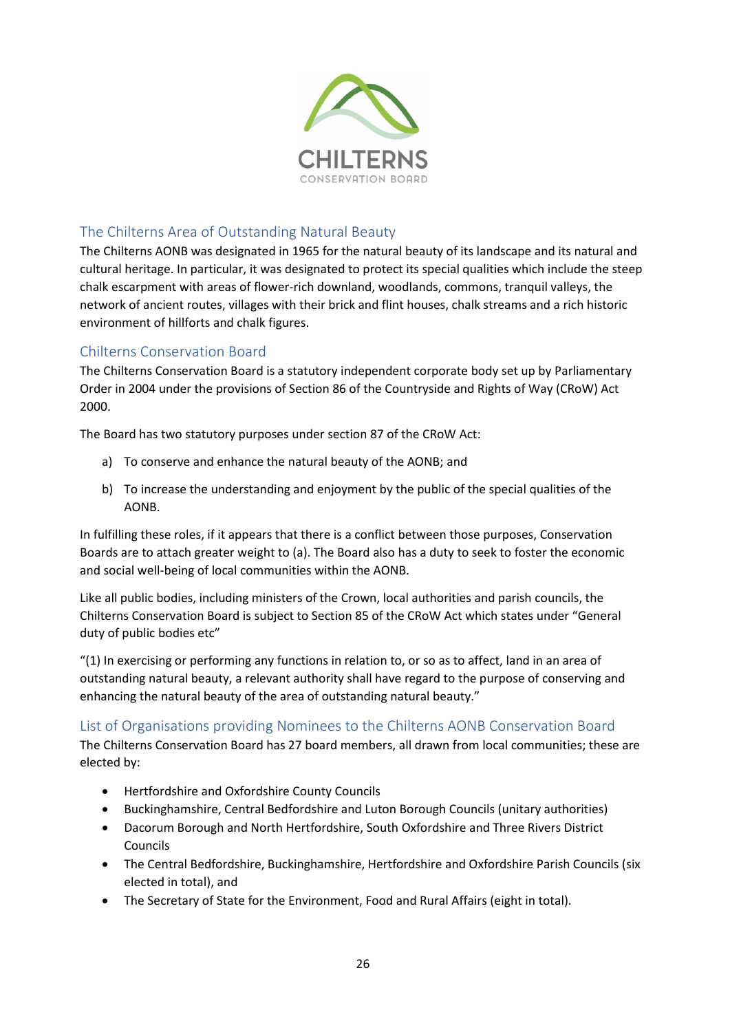CHILTERNS

CONSERVATION BOARD

## The Chilterns Area of Outstanding Natural Beauty

The Chilterns AONB was designated in 1965 for the natural beauty of its landscape and its natural and cultural heritage. In particular, it was designated to protect its special qualities which include the steep chalk escarpment with areas of flower-rich downland, woodlands, commons, tranquil valleys, the network of ancient routes, villages with their brick and flint houses, chalk streams and a rich historic environment of hillforts and chalk figures.

## Chilterns Conservation Board

The Chilterns Conservation Board is a statutory independent corporate body set up by Parliamentary Order in 2004 under the provisions of Section 86 of the Countryside and Rights of Way (CRoW) Act 2000.

The Board has two statutory purposes under section 87 of the CRoW Act:

a) To conserve and enhance the natural beauty of the AONB; and

b) To increase the understanding and enjoyment by the public of the special qualities of the AONB.

In fulfilling these roles, if it appears that there is a conflict between those purposes, Conservation Boards are to attach greater weight to (a). The Board also has a duty to seek to foster the economic and social well-being of local communities within the AONB.

Like all public bodies, including ministers of the Crown, local authorities and parish councils, the Chilterns Conservation Board is subject to Section 85 of the CRoW Act which states under "General duty of public bodies etc"

"(1) In exercising or performing any functions in relation to, or so as to affect, land in an area of outstanding natural beauty, a relevant authority shall have regard to the purpose of conserving and enhancing the natural beauty of the area of outstanding natural beauty."

## List of Organisations providing Nominees to the Chilterns AONB Conservation Board

The Chilterns Conservation Board has 27 board members, all drawn from local communities; these are elected by:

- Hertfordshire and Oxfordshire County Councils
- Buckinghamshire, Central Bedfordshire and Luton Borough Councils (unitary authorities)
- Dacorum Borough and North Hertfordshire, South Oxfordshire and Three Rivers District Councils
- The Central Bedfordshire, Buckinghamshire, Hertfordshire and Oxfordshire Parish Councils (six elected in total), and
- The Secretary of State for the Environment, Food and Rural Affairs (eight in total).